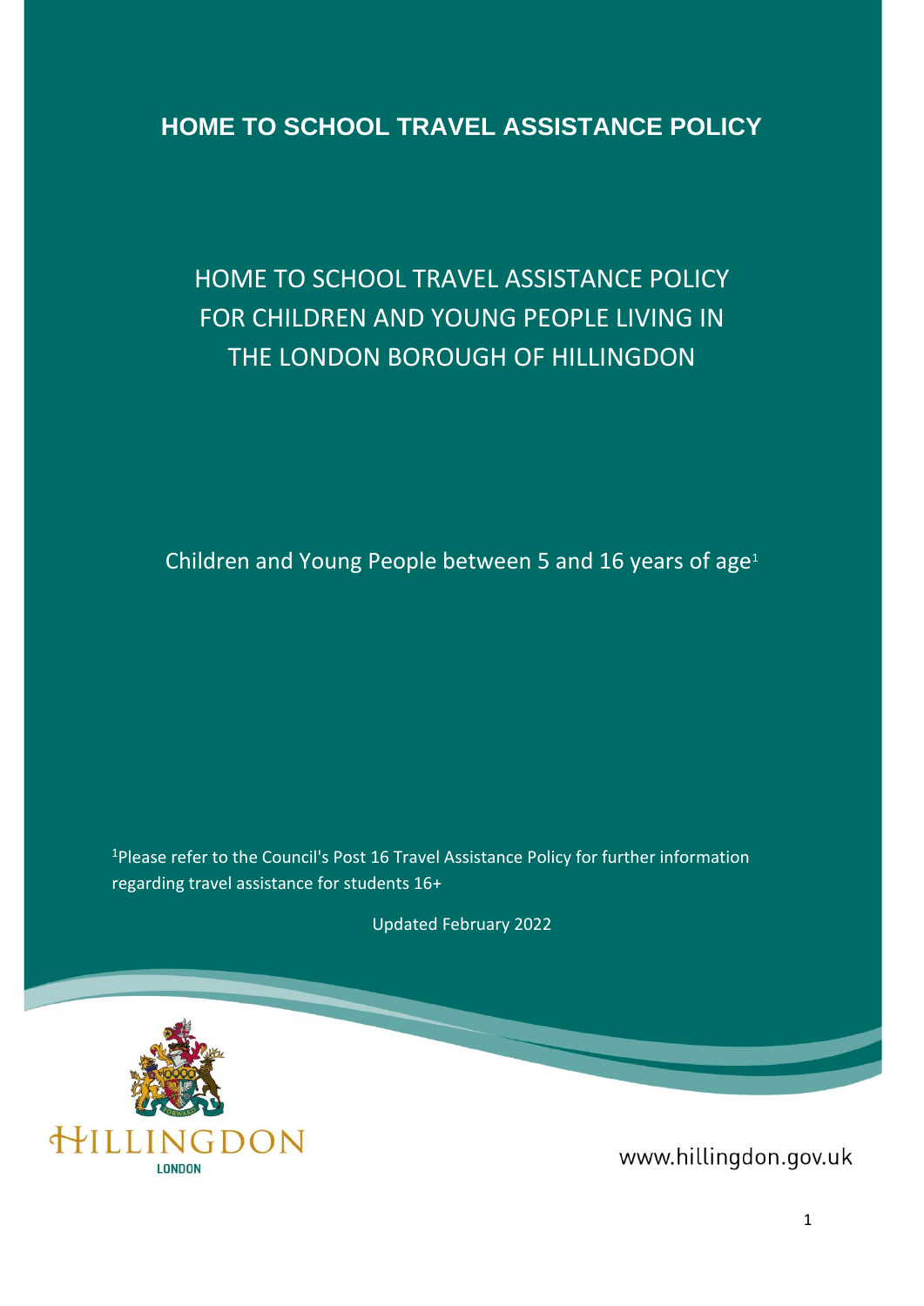# HOME TO SCHOOL TRAVEL ASSISTANCE POLICY

## HOME TO SCHOOL TRAVEL ASSISTANCE POLICY FOR CHILDREN AND YOUNG PEOPLE LIVING IN THE LONDON BOROUGH OF HILLINGDON

Children and Young People between 5 and 16 years of age[1]

[1]Please refer to the Council's Post 16 Travel Assistance Policy for further information regarding travel assistance for students 16+

Updated February 2022

HILLINGDON
LONDON

www.hillingdon.gov.uk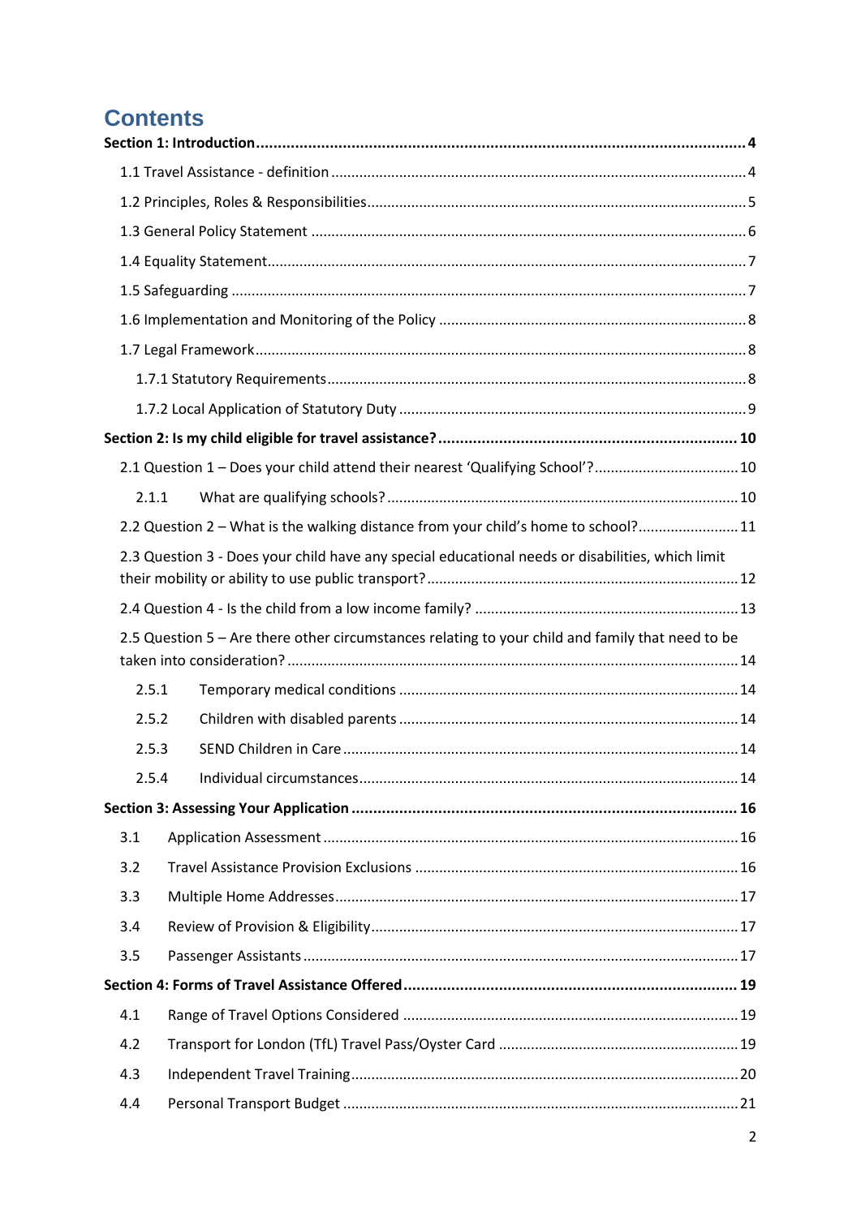# Contents

**Section 1: Introduction 4**

- 1.1 Travel Assistance - definition 4
- 1.2 Principles, Roles & Responsibilities 5
- 1.3 General Policy Statement 6
- 1.4 Equality Statement 7
- 1.5 Safeguarding 7
- 1.6 Implementation and Monitoring of the Policy 8
- 1.7 Legal Framework 8
  - 1.7.1 Statutory Requirements 8
  - 1.7.2 Local Application of Statutory Duty 9

**Section 2: Is my child eligible for travel assistance? 10**

- 2.1 Question 1 – Does your child attend their nearest 'Qualifying School'? 10
  - 2.1.1 What are qualifying schools? 10
- 2.2 Question 2 – What is the walking distance from your child's home to school? 11
- 2.3 Question 3 - Does your child have any special educational needs or disabilities, which limit their mobility or ability to use public transport? 12
- 2.4 Question 4 - Is the child from a low income family? 13
- 2.5 Question 5 – Are there other circumstances relating to your child and family that need to be taken into consideration? 14
  - 2.5.1 Temporary medical conditions 14
  - 2.5.2 Children with disabled parents 14
  - 2.5.3 SEND Children in Care 14
  - 2.5.4 Individual circumstances 14

**Section 3: Assessing Your Application 16**

- 3.1 Application Assessment 16
- 3.2 Travel Assistance Provision Exclusions 16
- 3.3 Multiple Home Addresses 17
- 3.4 Review of Provision & Eligibility 17
- 3.5 Passenger Assistants 17

**Section 4: Forms of Travel Assistance Offered 19**

- 4.1 Range of Travel Options Considered 19
- 4.2 Transport for London (TfL) Travel Pass/Oyster Card 19
- 4.3 Independent Travel Training 20
- 4.4 Personal Transport Budget 21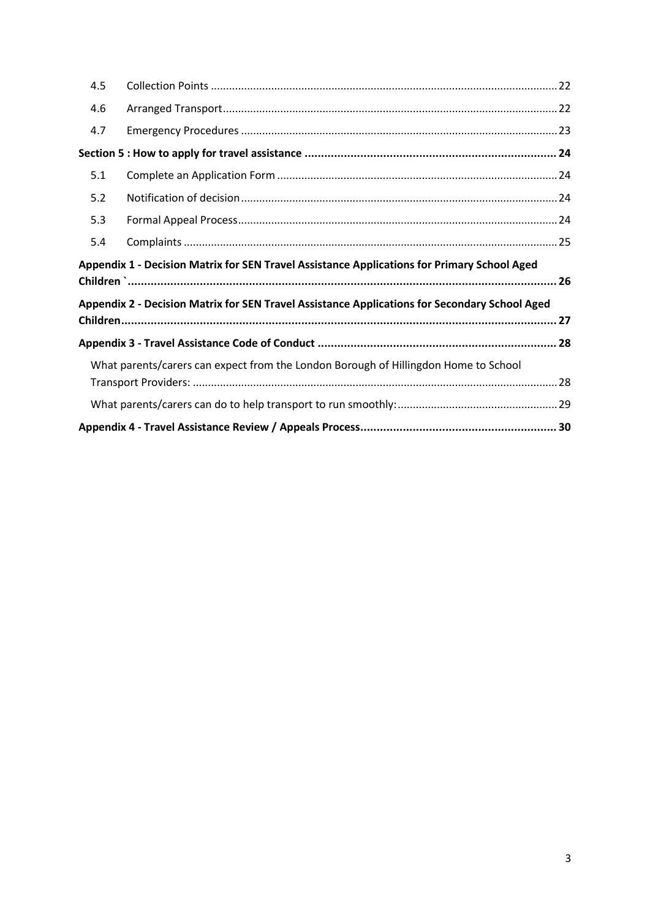| | | |
|---|---|---|
| 4.5 | Collection Points | 22 |
| 4.6 | Arranged Transport | 22 |
| 4.7 | Emergency Procedures | 23 |
| **Section 5 : How to apply for travel assistance** | | **24** |
| 5.1 | Complete an Application Form | 24 |
| 5.2 | Notification of decision | 24 |
| 5.3 | Formal Appeal Process | 24 |
| 5.4 | Complaints | 25 |
| **Appendix 1 - Decision Matrix for SEN Travel Assistance Applications for Primary School Aged Children `** | | **26** |
| **Appendix 2 - Decision Matrix for SEN Travel Assistance Applications for Secondary School Aged Children** | | **27** |
| **Appendix 3 - Travel Assistance Code of Conduct** | | **28** |
| | What parents/carers can expect from the London Borough of Hillingdon Home to School Transport Providers: | 28 |
| | What parents/carers can do to help transport to run smoothly: | 29 |
| **Appendix 4 - Travel Assistance Review / Appeals Process** | | **30** |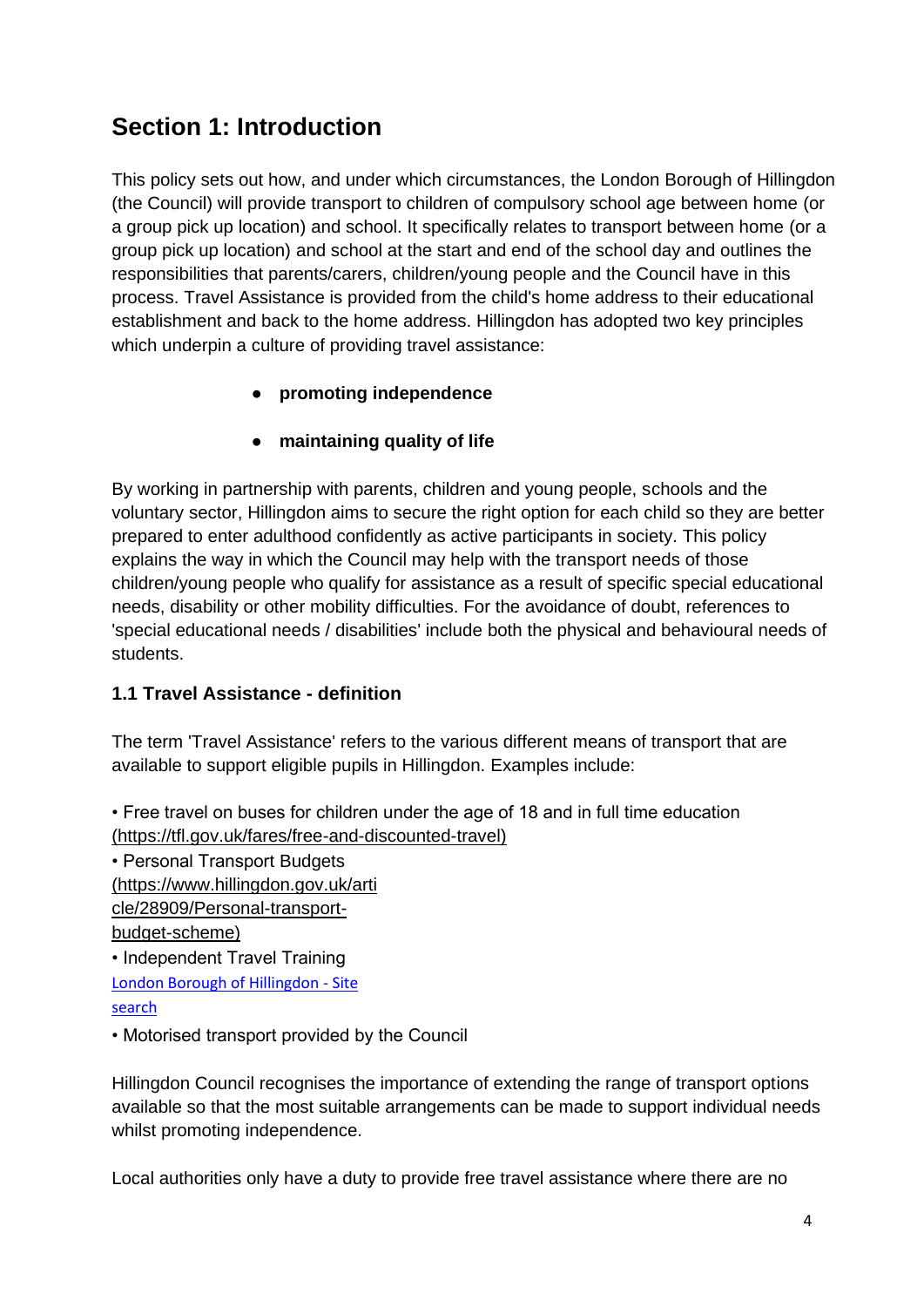## Section 1: Introduction

This policy sets out how, and under which circumstances, the London Borough of Hillingdon (the Council) will provide transport to children of compulsory school age between home (or a group pick up location) and school. It specifically relates to transport between home (or a group pick up location) and school at the start and end of the school day and outlines the responsibilities that parents/carers, children/young people and the Council have in this process. Travel Assistance is provided from the child's home address to their educational establishment and back to the home address. Hillingdon has adopted two key principles which underpin a culture of providing travel assistance:

- **promoting independence**
- **maintaining quality of life**

By working in partnership with parents, children and young people, schools and the voluntary sector, Hillingdon aims to secure the right option for each child so they are better prepared to enter adulthood confidently as active participants in society. This policy explains the way in which the Council may help with the transport needs of those children/young people who qualify for assistance as a result of specific special educational needs, disability or other mobility difficulties. For the avoidance of doubt, references to 'special educational needs / disabilities' include both the physical and behavioural needs of students.

### 1.1 Travel Assistance - definition

The term 'Travel Assistance' refers to the various different means of transport that are available to support eligible pupils in Hillingdon. Examples include:

- Free travel on buses for children under the age of 18 and in full time education (https://tfl.gov.uk/fares/free-and-discounted-travel)
- Personal Transport Budgets (https://www.hillingdon.gov.uk/article/28909/Personal-transport-budget-scheme)
- Independent Travel Training London Borough of Hillingdon - Site search
- Motorised transport provided by the Council

Hillingdon Council recognises the importance of extending the range of transport options available so that the most suitable arrangements can be made to support individual needs whilst promoting independence.

Local authorities only have a duty to provide free travel assistance where there are no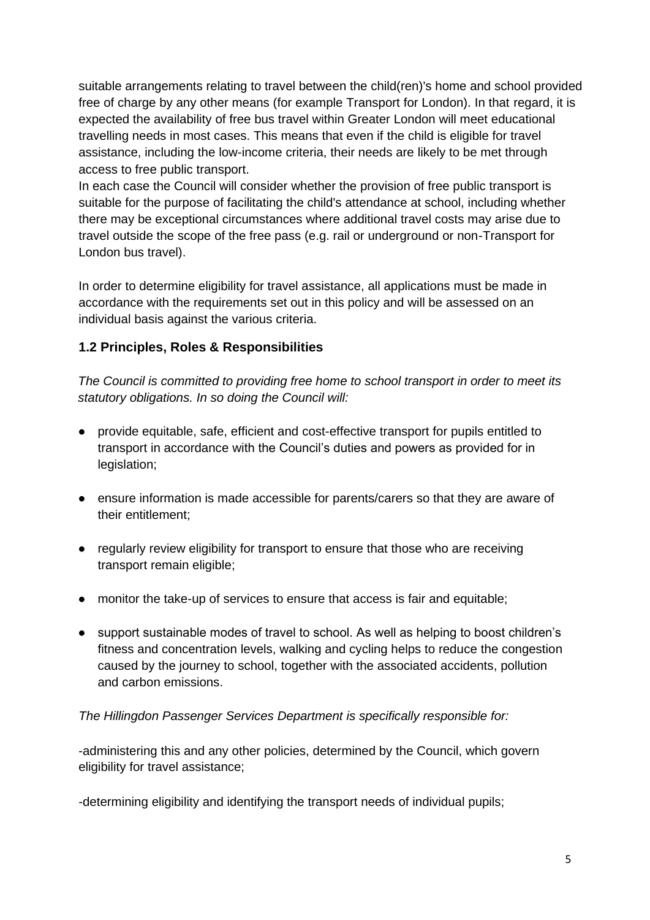suitable arrangements relating to travel between the child(ren)'s home and school provided free of charge by any other means (for example Transport for London). In that regard, it is expected the availability of free bus travel within Greater London will meet educational travelling needs in most cases. This means that even if the child is eligible for travel assistance, including the low-income criteria, their needs are likely to be met through access to free public transport.

In each case the Council will consider whether the provision of free public transport is suitable for the purpose of facilitating the child's attendance at school, including whether there may be exceptional circumstances where additional travel costs may arise due to travel outside the scope of the free pass (e.g. rail or underground or non-Transport for London bus travel).

In order to determine eligibility for travel assistance, all applications must be made in accordance with the requirements set out in this policy and will be assessed on an individual basis against the various criteria.

### 1.2 Principles, Roles & Responsibilities

*The Council is committed to providing free home to school transport in order to meet its statutory obligations. In so doing the Council will:*

- provide equitable, safe, efficient and cost-effective transport for pupils entitled to transport in accordance with the Council's duties and powers as provided for in legislation;
- ensure information is made accessible for parents/carers so that they are aware of their entitlement;
- regularly review eligibility for transport to ensure that those who are receiving transport remain eligible;
- monitor the take-up of services to ensure that access is fair and equitable;
- support sustainable modes of travel to school. As well as helping to boost children's fitness and concentration levels, walking and cycling helps to reduce the congestion caused by the journey to school, together with the associated accidents, pollution and carbon emissions.

*The Hillingdon Passenger Services Department is specifically responsible for:*

-administering this and any other policies, determined by the Council, which govern eligibility for travel assistance;

-determining eligibility and identifying the transport needs of individual pupils;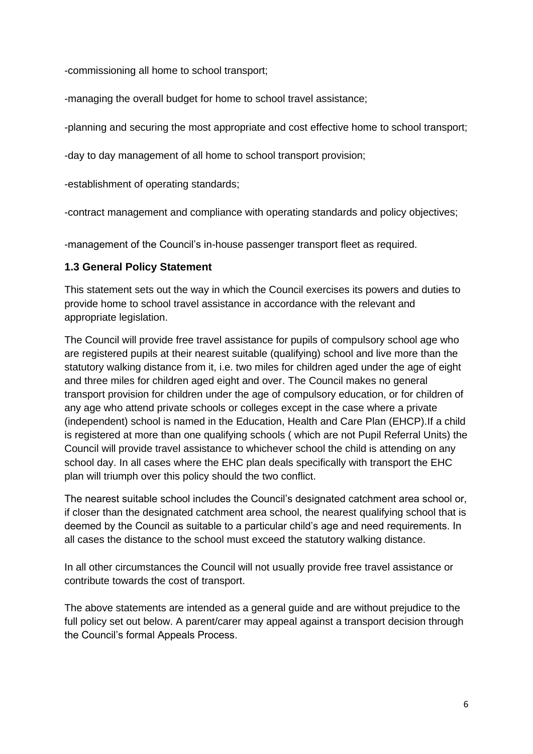-commissioning all home to school transport;

-managing the overall budget for home to school travel assistance;

-planning and securing the most appropriate and cost effective home to school transport;

-day to day management of all home to school transport provision;

-establishment of operating standards;

-contract management and compliance with operating standards and policy objectives;

-management of the Council's in-house passenger transport fleet as required.

### 1.3 General Policy Statement

This statement sets out the way in which the Council exercises its powers and duties to provide home to school travel assistance in accordance with the relevant and appropriate legislation.

The Council will provide free travel assistance for pupils of compulsory school age who are registered pupils at their nearest suitable (qualifying) school and live more than the statutory walking distance from it, i.e. two miles for children aged under the age of eight and three miles for children aged eight and over. The Council makes no general transport provision for children under the age of compulsory education, or for children of any age who attend private schools or colleges except in the case where a private (independent) school is named in the Education, Health and Care Plan (EHCP).If a child is registered at more than one qualifying schools ( which are not Pupil Referral Units) the Council will provide travel assistance to whichever school the child is attending on any school day. In all cases where the EHC plan deals specifically with transport the EHC plan will triumph over this policy should the two conflict.

The nearest suitable school includes the Council's designated catchment area school or, if closer than the designated catchment area school, the nearest qualifying school that is deemed by the Council as suitable to a particular child's age and need requirements. In all cases the distance to the school must exceed the statutory walking distance.

In all other circumstances the Council will not usually provide free travel assistance or contribute towards the cost of transport.

The above statements are intended as a general guide and are without prejudice to the full policy set out below. A parent/carer may appeal against a transport decision through the Council's formal Appeals Process.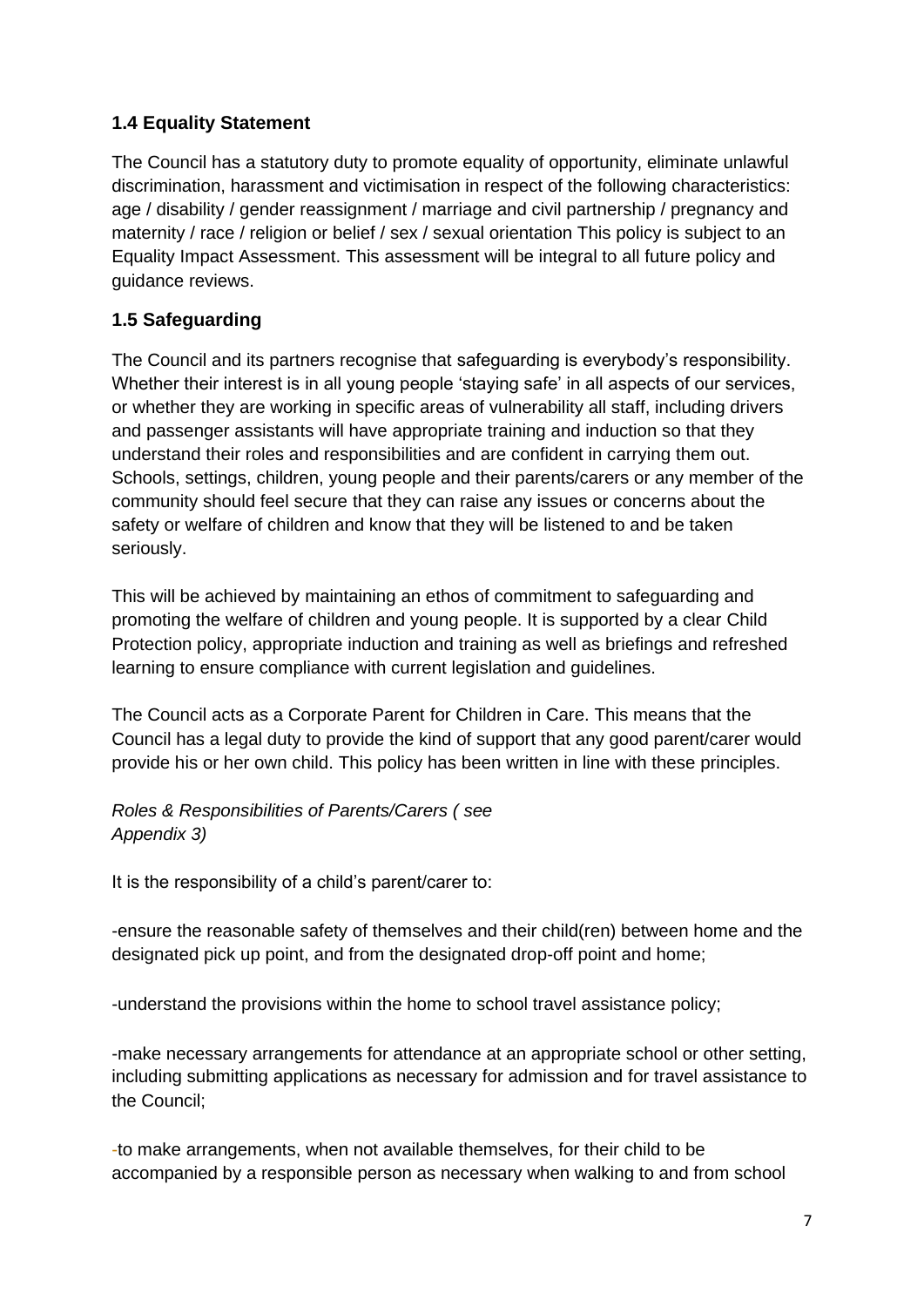### 1.4 Equality Statement

The Council has a statutory duty to promote equality of opportunity, eliminate unlawful discrimination, harassment and victimisation in respect of the following characteristics: age / disability / gender reassignment / marriage and civil partnership / pregnancy and maternity / race / religion or belief / sex / sexual orientation This policy is subject to an Equality Impact Assessment. This assessment will be integral to all future policy and guidance reviews.

### 1.5 Safeguarding

The Council and its partners recognise that safeguarding is everybody's responsibility. Whether their interest is in all young people 'staying safe' in all aspects of our services, or whether they are working in specific areas of vulnerability all staff, including drivers and passenger assistants will have appropriate training and induction so that they understand their roles and responsibilities and are confident in carrying them out. Schools, settings, children, young people and their parents/carers or any member of the community should feel secure that they can raise any issues or concerns about the safety or welfare of children and know that they will be listened to and be taken seriously.

This will be achieved by maintaining an ethos of commitment to safeguarding and promoting the welfare of children and young people. It is supported by a clear Child Protection policy, appropriate induction and training as well as briefings and refreshed learning to ensure compliance with current legislation and guidelines.

The Council acts as a Corporate Parent for Children in Care. This means that the Council has a legal duty to provide the kind of support that any good parent/carer would provide his or her own child. This policy has been written in line with these principles.

*Roles & Responsibilities of Parents/Carers ( see Appendix 3)*

It is the responsibility of a child's parent/carer to:

-ensure the reasonable safety of themselves and their child(ren) between home and the designated pick up point, and from the designated drop-off point and home;

-understand the provisions within the home to school travel assistance policy;

-make necessary arrangements for attendance at an appropriate school or other setting, including submitting applications as necessary for admission and for travel assistance to the Council;

-to make arrangements, when not available themselves, for their child to be accompanied by a responsible person as necessary when walking to and from school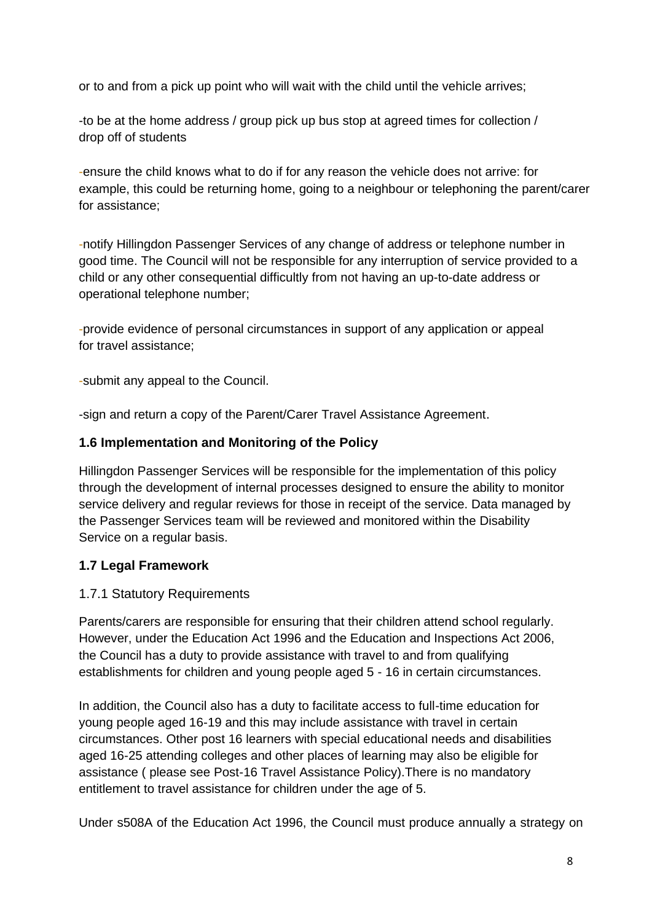or to and from a pick up point who will wait with the child until the vehicle arrives;

-to be at the home address / group pick up bus stop at agreed times for collection / drop off of students

-ensure the child knows what to do if for any reason the vehicle does not arrive: for example, this could be returning home, going to a neighbour or telephoning the parent/carer for assistance;

-notify Hillingdon Passenger Services of any change of address or telephone number in good time. The Council will not be responsible for any interruption of service provided to a child or any other consequential difficultly from not having an up-to-date address or operational telephone number;

-provide evidence of personal circumstances in support of any application or appeal for travel assistance;

-submit any appeal to the Council.

-sign and return a copy of the Parent/Carer Travel Assistance Agreement.

### 1.6 Implementation and Monitoring of the Policy

Hillingdon Passenger Services will be responsible for the implementation of this policy through the development of internal processes designed to ensure the ability to monitor service delivery and regular reviews for those in receipt of the service. Data managed by the Passenger Services team will be reviewed and monitored within the Disability Service on a regular basis.

### 1.7 Legal Framework

#### 1.7.1 Statutory Requirements

Parents/carers are responsible for ensuring that their children attend school regularly. However, under the Education Act 1996 and the Education and Inspections Act 2006, the Council has a duty to provide assistance with travel to and from qualifying establishments for children and young people aged 5 - 16 in certain circumstances.

In addition, the Council also has a duty to facilitate access to full-time education for young people aged 16-19 and this may include assistance with travel in certain circumstances. Other post 16 learners with special educational needs and disabilities aged 16-25 attending colleges and other places of learning may also be eligible for assistance ( please see Post-16 Travel Assistance Policy).There is no mandatory entitlement to travel assistance for children under the age of 5.

Under s508A of the Education Act 1996, the Council must produce annually a strategy on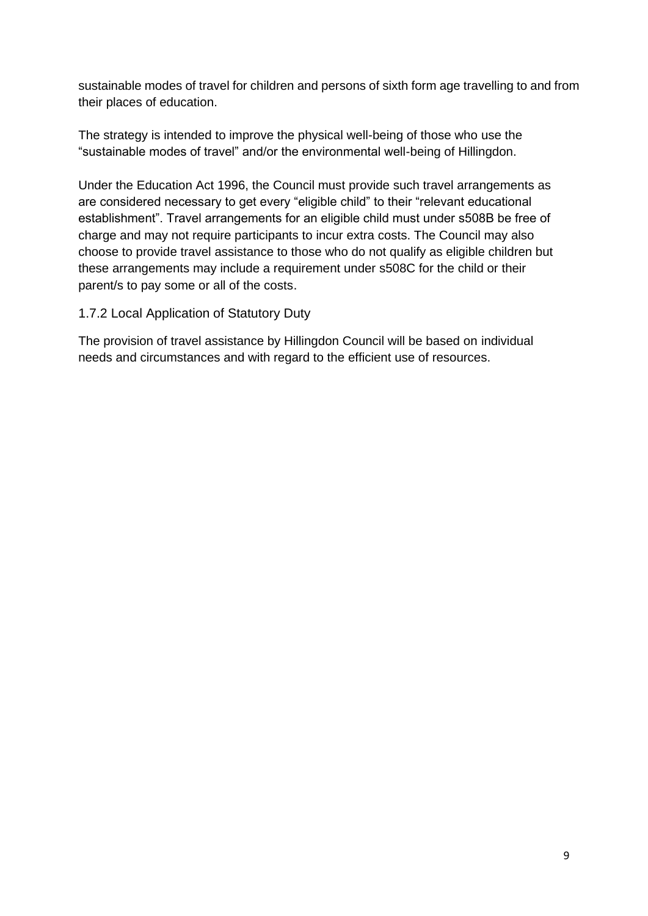sustainable modes of travel for children and persons of sixth form age travelling to and from their places of education.

The strategy is intended to improve the physical well-being of those who use the "sustainable modes of travel" and/or the environmental well-being of Hillingdon.

Under the Education Act 1996, the Council must provide such travel arrangements as are considered necessary to get every "eligible child" to their "relevant educational establishment". Travel arrangements for an eligible child must under s508B be free of charge and may not require participants to incur extra costs. The Council may also choose to provide travel assistance to those who do not qualify as eligible children but these arrangements may include a requirement under s508C for the child or their parent/s to pay some or all of the costs.

### 1.7.2 Local Application of Statutory Duty

The provision of travel assistance by Hillingdon Council will be based on individual needs and circumstances and with regard to the efficient use of resources.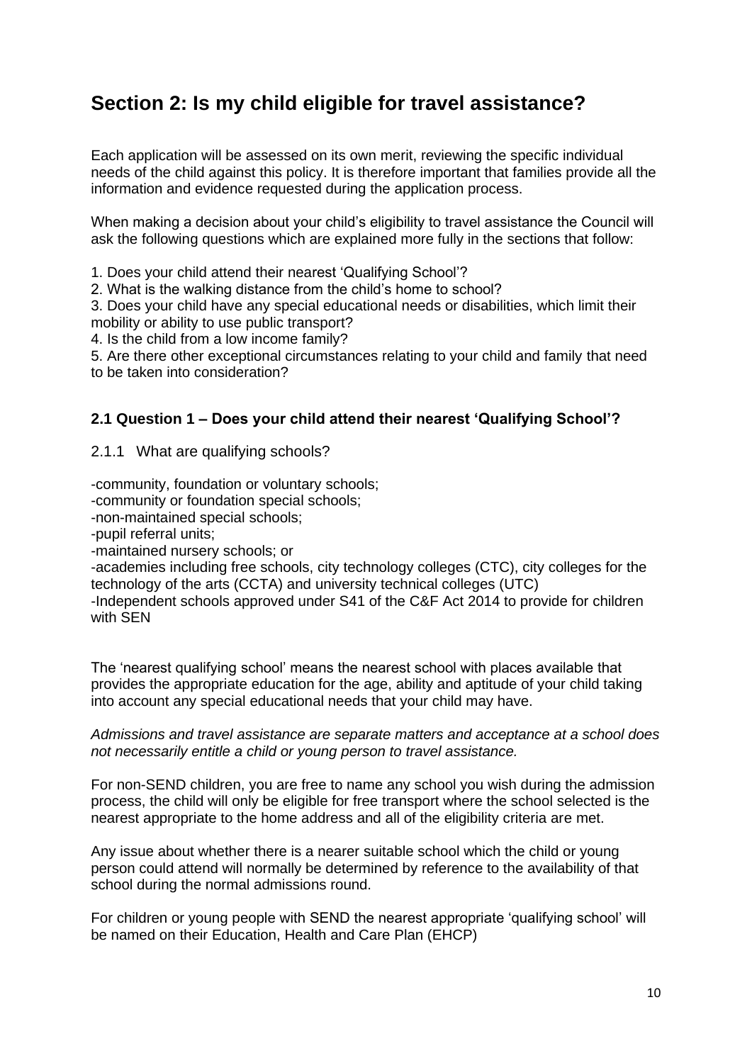## Section 2: Is my child eligible for travel assistance?

Each application will be assessed on its own merit, reviewing the specific individual needs of the child against this policy. It is therefore important that families provide all the information and evidence requested during the application process.

When making a decision about your child's eligibility to travel assistance the Council will ask the following questions which are explained more fully in the sections that follow:

1. Does your child attend their nearest 'Qualifying School'?
2. What is the walking distance from the child's home to school?
3. Does your child have any special educational needs or disabilities, which limit their mobility or ability to use public transport?
4. Is the child from a low income family?
5. Are there other exceptional circumstances relating to your child and family that need to be taken into consideration?

### 2.1 Question 1 – Does your child attend their nearest 'Qualifying School'?

2.1.1 What are qualifying schools?

-community, foundation or voluntary schools;
-community or foundation special schools;
-non-maintained special schools;
-pupil referral units;
-maintained nursery schools; or
-academies including free schools, city technology colleges (CTC), city colleges for the technology of the arts (CCTA) and university technical colleges (UTC)
-Independent schools approved under S41 of the C&F Act 2014 to provide for children with SEN

The 'nearest qualifying school' means the nearest school with places available that provides the appropriate education for the age, ability and aptitude of your child taking into account any special educational needs that your child may have.

*Admissions and travel assistance are separate matters and acceptance at a school does not necessarily entitle a child or young person to travel assistance.*

For non-SEND children, you are free to name any school you wish during the admission process, the child will only be eligible for free transport where the school selected is the nearest appropriate to the home address and all of the eligibility criteria are met.

Any issue about whether there is a nearer suitable school which the child or young person could attend will normally be determined by reference to the availability of that school during the normal admissions round.

For children or young people with SEND the nearest appropriate 'qualifying school' will be named on their Education, Health and Care Plan (EHCP)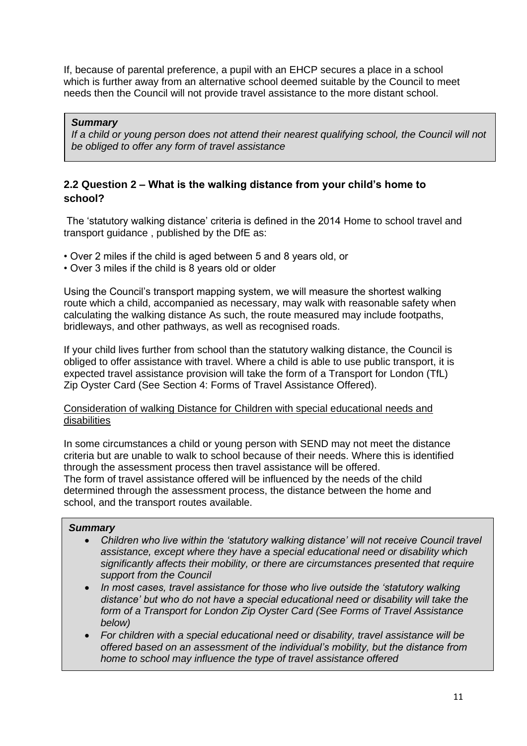If, because of parental preference, a pupil with an EHCP secures a place in a school which is further away from an alternative school deemed suitable by the Council to meet needs then the Council will not provide travel assistance to the more distant school.

> ***Summary***
> *If a child or young person does not attend their nearest qualifying school, the Council will not be obliged to offer any form of travel assistance*

## 2.2 Question 2 – What is the walking distance from your child's home to school?

The 'statutory walking distance' criteria is defined in the 2014 Home to school travel and transport guidance , published by the DfE as:

- Over 2 miles if the child is aged between 5 and 8 years old, or
- Over 3 miles if the child is 8 years old or older

Using the Council's transport mapping system, we will measure the shortest walking route which a child, accompanied as necessary, may walk with reasonable safety when calculating the walking distance As such, the route measured may include footpaths, bridleways, and other pathways, as well as recognised roads.

If your child lives further from school than the statutory walking distance, the Council is obliged to offer assistance with travel. Where a child is able to use public transport, it is expected travel assistance provision will take the form of a Transport for London (TfL) Zip Oyster Card (See Section 4: Forms of Travel Assistance Offered).

<u>Consideration of walking Distance for Children with special educational needs and disabilities</u>

In some circumstances a child or young person with SEND may not meet the distance criteria but are unable to walk to school because of their needs. Where this is identified through the assessment process then travel assistance will be offered.
The form of travel assistance offered will be influenced by the needs of the child determined through the assessment process, the distance between the home and school, and the transport routes available.

> ***Summary***
> - *Children who live within the 'statutory walking distance' will not receive Council travel assistance, except where they have a special educational need or disability which significantly affects their mobility, or there are circumstances presented that require support from the Council*
> - *In most cases, travel assistance for those who live outside the 'statutory walking distance' but who do not have a special educational need or disability will take the form of a Transport for London Zip Oyster Card (See Forms of Travel Assistance below)*
> - *For children with a special educational need or disability, travel assistance will be offered based on an assessment of the individual's mobility, but the distance from home to school may influence the type of travel assistance offered*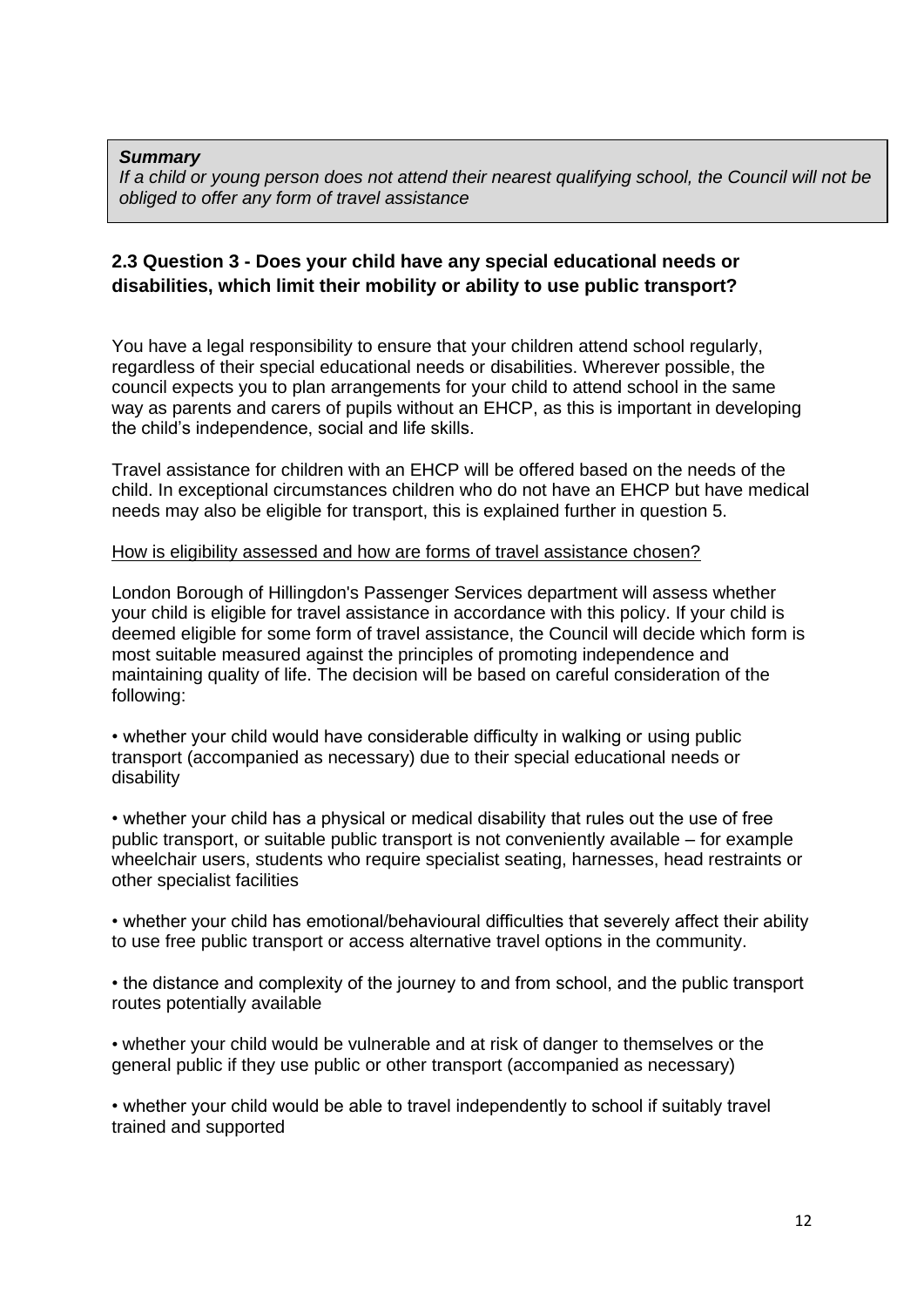> ***Summary***
> *If a child or young person does not attend their nearest qualifying school, the Council will not be obliged to offer any form of travel assistance*

### 2.3 Question 3 - Does your child have any special educational needs or disabilities, which limit their mobility or ability to use public transport?

You have a legal responsibility to ensure that your children attend school regularly, regardless of their special educational needs or disabilities. Wherever possible, the council expects you to plan arrangements for your child to attend school in the same way as parents and carers of pupils without an EHCP, as this is important in developing the child's independence, social and life skills.

Travel assistance for children with an EHCP will be offered based on the needs of the child. In exceptional circumstances children who do not have an EHCP but have medical needs may also be eligible for transport, this is explained further in question 5.

<u>How is eligibility assessed and how are forms of travel assistance chosen?</u>

London Borough of Hillingdon's Passenger Services department will assess whether your child is eligible for travel assistance in accordance with this policy. If your child is deemed eligible for some form of travel assistance, the Council will decide which form is most suitable measured against the principles of promoting independence and maintaining quality of life. The decision will be based on careful consideration of the following:

- whether your child would have considerable difficulty in walking or using public transport (accompanied as necessary) due to their special educational needs or disability
- whether your child has a physical or medical disability that rules out the use of free public transport, or suitable public transport is not conveniently available – for example wheelchair users, students who require specialist seating, harnesses, head restraints or other specialist facilities
- whether your child has emotional/behavioural difficulties that severely affect their ability to use free public transport or access alternative travel options in the community.
- the distance and complexity of the journey to and from school, and the public transport routes potentially available
- whether your child would be vulnerable and at risk of danger to themselves or the general public if they use public or other transport (accompanied as necessary)
- whether your child would be able to travel independently to school if suitably travel trained and supported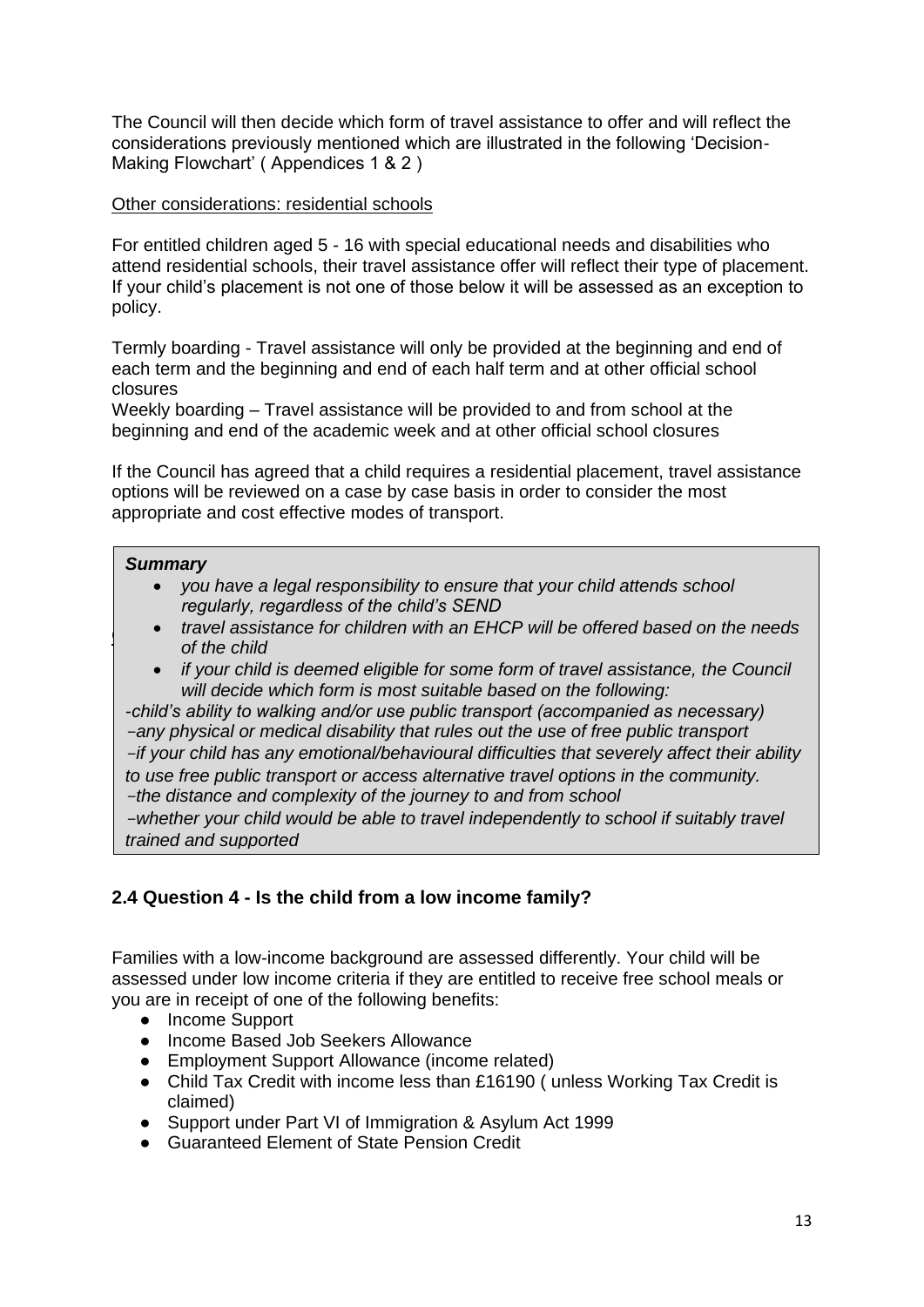The Council will then decide which form of travel assistance to offer and will reflect the considerations previously mentioned which are illustrated in the following 'Decision-Making Flowchart' ( Appendices 1 & 2 )

Other considerations: residential schools

For entitled children aged 5 - 16 with special educational needs and disabilities who attend residential schools, their travel assistance offer will reflect their type of placement. If your child's placement is not one of those below it will be assessed as an exception to policy.

Termly boarding - Travel assistance will only be provided at the beginning and end of each term and the beginning and end of each half term and at other official school closures

Weekly boarding – Travel assistance will be provided to and from school at the beginning and end of the academic week and at other official school closures

If the Council has agreed that a child requires a residential placement, travel assistance options will be reviewed on a case by case basis in order to consider the most appropriate and cost effective modes of transport.

> ***Summary***
>
> - *you have a legal responsibility to ensure that your child attends school regularly, regardless of the child's SEND*
> - *travel assistance for children with an EHCP will be offered based on the needs of the child*
> - *if your child is deemed eligible for some form of travel assistance, the Council will decide which form is most suitable based on the following:*
>
> *-child's ability to walking and/or use public transport (accompanied as necessary)*
> *-any physical or medical disability that rules out the use of free public transport*
> *-if your child has any emotional/behavioural difficulties that severely affect their ability to use free public transport or access alternative travel options in the community.*
> *-the distance and complexity of the journey to and from school*
> *-whether your child would be able to travel independently to school if suitably travel trained and supported*

## 2.4 Question 4 - Is the child from a low income family?

Families with a low-income background are assessed differently. Your child will be assessed under low income criteria if they are entitled to receive free school meals or you are in receipt of one of the following benefits:

- Income Support
- Income Based Job Seekers Allowance
- Employment Support Allowance (income related)
- Child Tax Credit with income less than £16190 ( unless Working Tax Credit is claimed)
- Support under Part VI of Immigration & Asylum Act 1999
- Guaranteed Element of State Pension Credit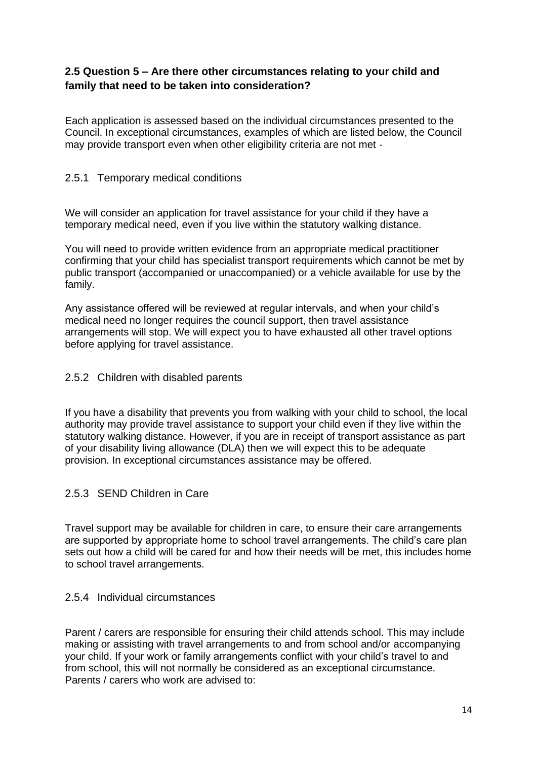## 2.5 Question 5 – Are there other circumstances relating to your child and family that need to be taken into consideration?

Each application is assessed based on the individual circumstances presented to the Council. In exceptional circumstances, examples of which are listed below, the Council may provide transport even when other eligibility criteria are not met -

### 2.5.1 Temporary medical conditions

We will consider an application for travel assistance for your child if they have a temporary medical need, even if you live within the statutory walking distance.

You will need to provide written evidence from an appropriate medical practitioner confirming that your child has specialist transport requirements which cannot be met by public transport (accompanied or unaccompanied) or a vehicle available for use by the family.

Any assistance offered will be reviewed at regular intervals, and when your child's medical need no longer requires the council support, then travel assistance arrangements will stop. We will expect you to have exhausted all other travel options before applying for travel assistance.

### 2.5.2 Children with disabled parents

If you have a disability that prevents you from walking with your child to school, the local authority may provide travel assistance to support your child even if they live within the statutory walking distance. However, if you are in receipt of transport assistance as part of your disability living allowance (DLA) then we will expect this to be adequate provision. In exceptional circumstances assistance may be offered.

### 2.5.3 SEND Children in Care

Travel support may be available for children in care, to ensure their care arrangements are supported by appropriate home to school travel arrangements. The child's care plan sets out how a child will be cared for and how their needs will be met, this includes home to school travel arrangements.

### 2.5.4 Individual circumstances

Parent / carers are responsible for ensuring their child attends school. This may include making or assisting with travel arrangements to and from school and/or accompanying your child. If your work or family arrangements conflict with your child's travel to and from school, this will not normally be considered as an exceptional circumstance. Parents / carers who work are advised to: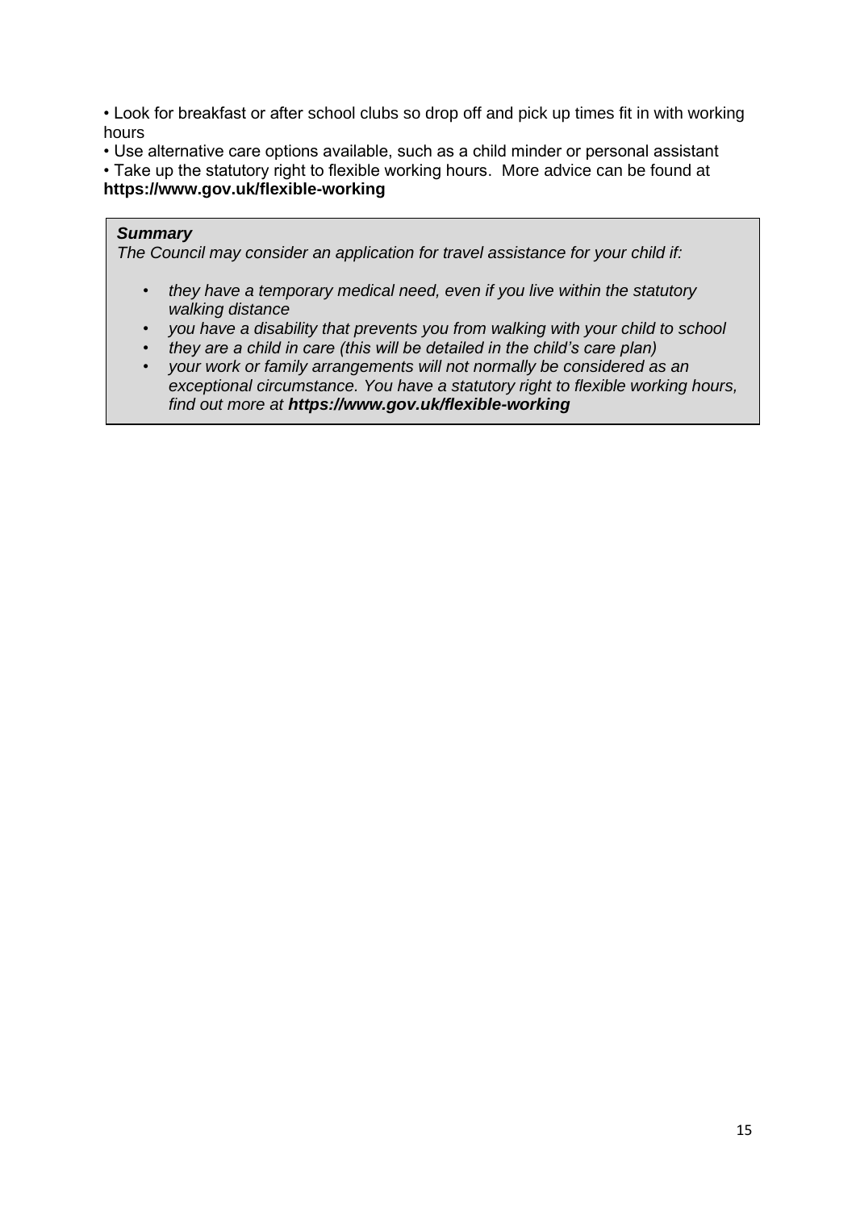- Look for breakfast or after school clubs so drop off and pick up times fit in with working hours
- Use alternative care options available, such as a child minder or personal assistant
- Take up the statutory right to flexible working hours. More advice can be found at **https://www.gov.uk/flexible-working**

> ***Summary***
>
> *The Council may consider an application for travel assistance for your child if:*
>
> - *they have a temporary medical need, even if you live within the statutory walking distance*
> - *you have a disability that prevents you from walking with your child to school*
> - *they are a child in care (this will be detailed in the child's care plan)*
> - *your work or family arrangements will not normally be considered as an exceptional circumstance. You have a statutory right to flexible working hours, find out more at* ***https://www.gov.uk/flexible-working***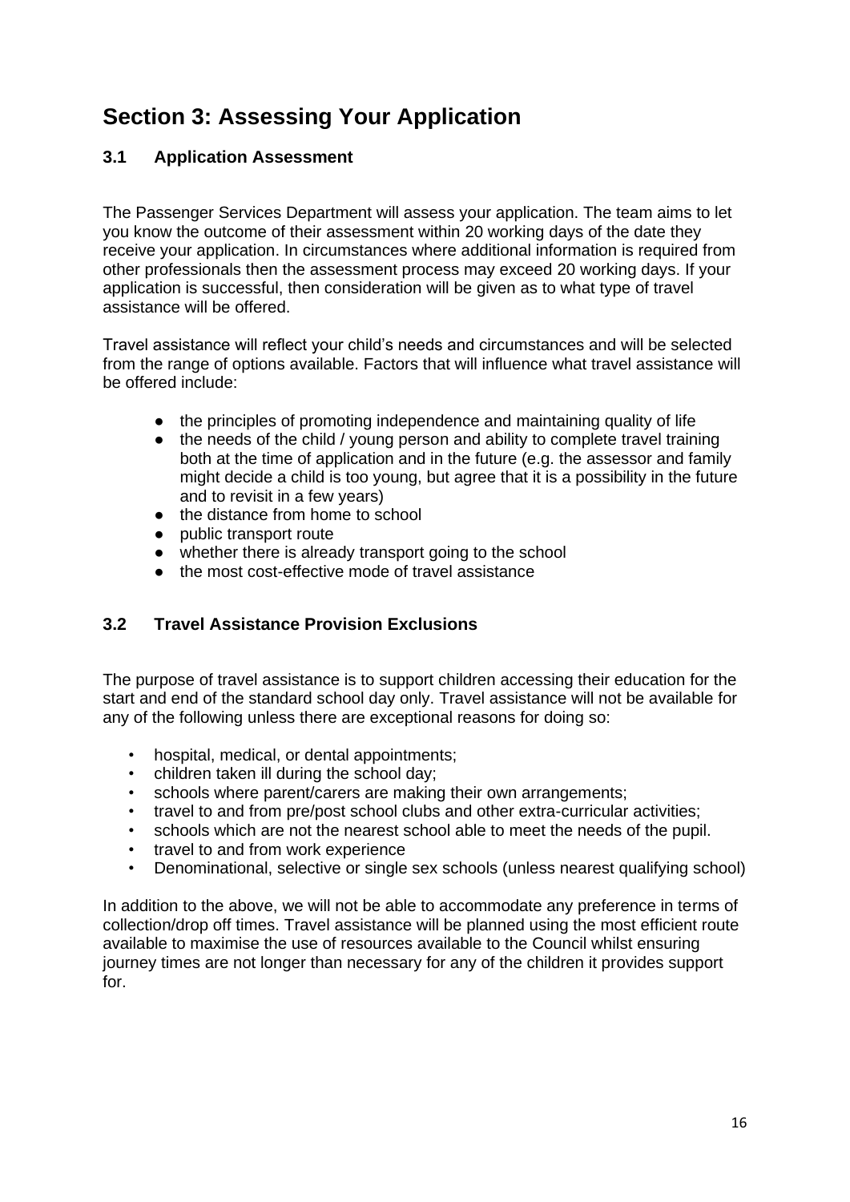# Section 3: Assessing Your Application

## 3.1 Application Assessment

The Passenger Services Department will assess your application. The team aims to let you know the outcome of their assessment within 20 working days of the date they receive your application. In circumstances where additional information is required from other professionals then the assessment process may exceed 20 working days. If your application is successful, then consideration will be given as to what type of travel assistance will be offered.

Travel assistance will reflect your child's needs and circumstances and will be selected from the range of options available. Factors that will influence what travel assistance will be offered include:

- the principles of promoting independence and maintaining quality of life
- the needs of the child / young person and ability to complete travel training both at the time of application and in the future (e.g. the assessor and family might decide a child is too young, but agree that it is a possibility in the future and to revisit in a few years)
- the distance from home to school
- public transport route
- whether there is already transport going to the school
- the most cost-effective mode of travel assistance

## 3.2 Travel Assistance Provision Exclusions

The purpose of travel assistance is to support children accessing their education for the start and end of the standard school day only. Travel assistance will not be available for any of the following unless there are exceptional reasons for doing so:

- hospital, medical, or dental appointments;
- children taken ill during the school day;
- schools where parent/carers are making their own arrangements;
- travel to and from pre/post school clubs and other extra-curricular activities;
- schools which are not the nearest school able to meet the needs of the pupil.
- travel to and from work experience
- Denominational, selective or single sex schools (unless nearest qualifying school)

In addition to the above, we will not be able to accommodate any preference in terms of collection/drop off times. Travel assistance will be planned using the most efficient route available to maximise the use of resources available to the Council whilst ensuring journey times are not longer than necessary for any of the children it provides support for.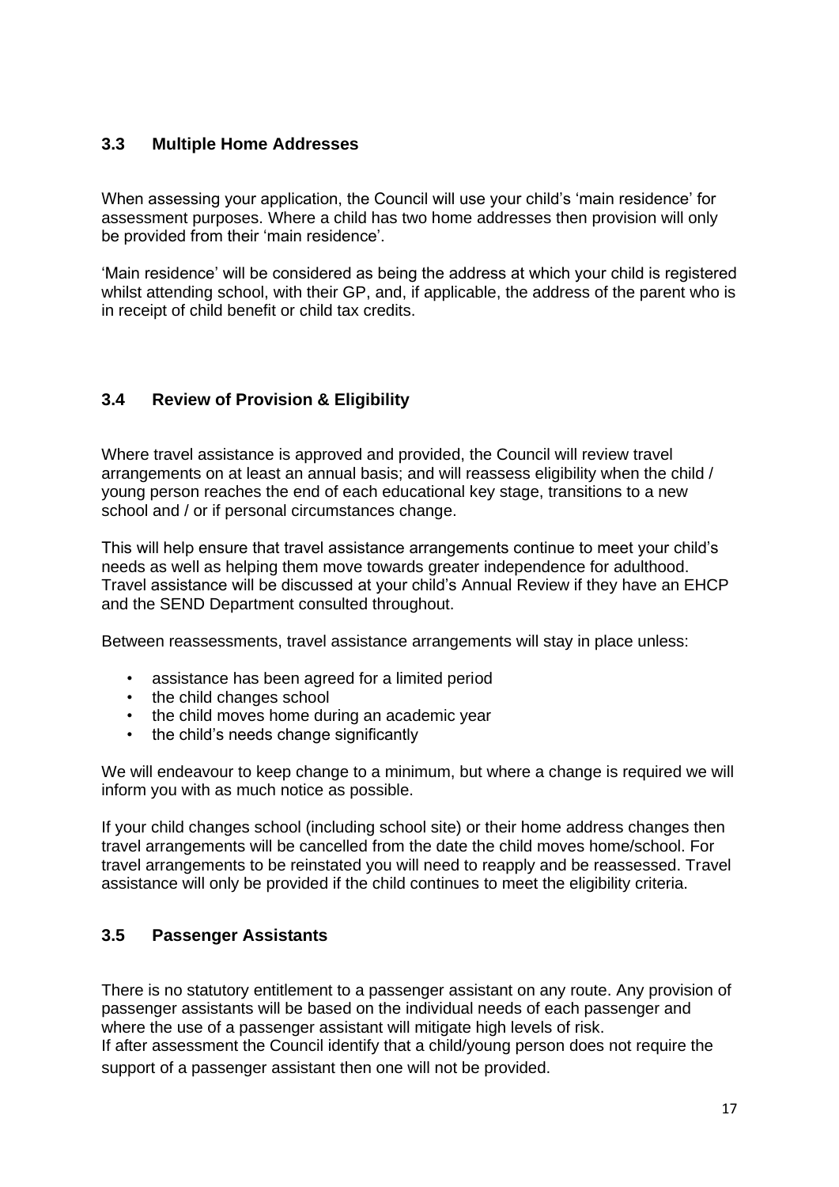### 3.3 Multiple Home Addresses

When assessing your application, the Council will use your child's 'main residence' for assessment purposes. Where a child has two home addresses then provision will only be provided from their 'main residence'.

'Main residence' will be considered as being the address at which your child is registered whilst attending school, with their GP, and, if applicable, the address of the parent who is in receipt of child benefit or child tax credits.

### 3.4 Review of Provision & Eligibility

Where travel assistance is approved and provided, the Council will review travel arrangements on at least an annual basis; and will reassess eligibility when the child / young person reaches the end of each educational key stage, transitions to a new school and / or if personal circumstances change.

This will help ensure that travel assistance arrangements continue to meet your child's needs as well as helping them move towards greater independence for adulthood. Travel assistance will be discussed at your child's Annual Review if they have an EHCP and the SEND Department consulted throughout.

Between reassessments, travel assistance arrangements will stay in place unless:

- assistance has been agreed for a limited period
- the child changes school
- the child moves home during an academic year
- the child's needs change significantly

We will endeavour to keep change to a minimum, but where a change is required we will inform you with as much notice as possible.

If your child changes school (including school site) or their home address changes then travel arrangements will be cancelled from the date the child moves home/school. For travel arrangements to be reinstated you will need to reapply and be reassessed. Travel assistance will only be provided if the child continues to meet the eligibility criteria.

### 3.5 Passenger Assistants

There is no statutory entitlement to a passenger assistant on any route. Any provision of passenger assistants will be based on the individual needs of each passenger and where the use of a passenger assistant will mitigate high levels of risk.
If after assessment the Council identify that a child/young person does not require the support of a passenger assistant then one will not be provided.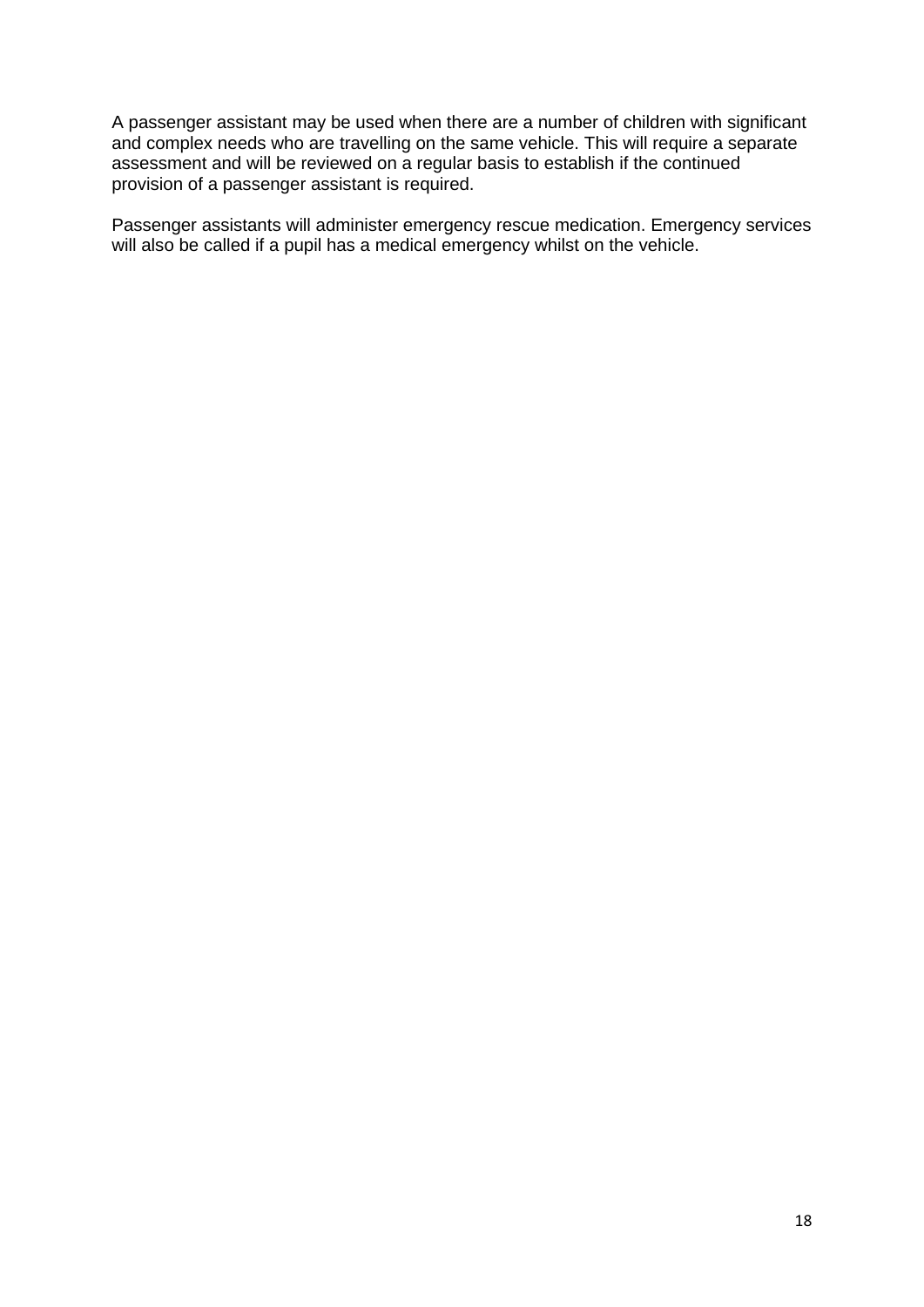A passenger assistant may be used when there are a number of children with significant and complex needs who are travelling on the same vehicle. This will require a separate assessment and will be reviewed on a regular basis to establish if the continued provision of a passenger assistant is required.

Passenger assistants will administer emergency rescue medication. Emergency services will also be called if a pupil has a medical emergency whilst on the vehicle.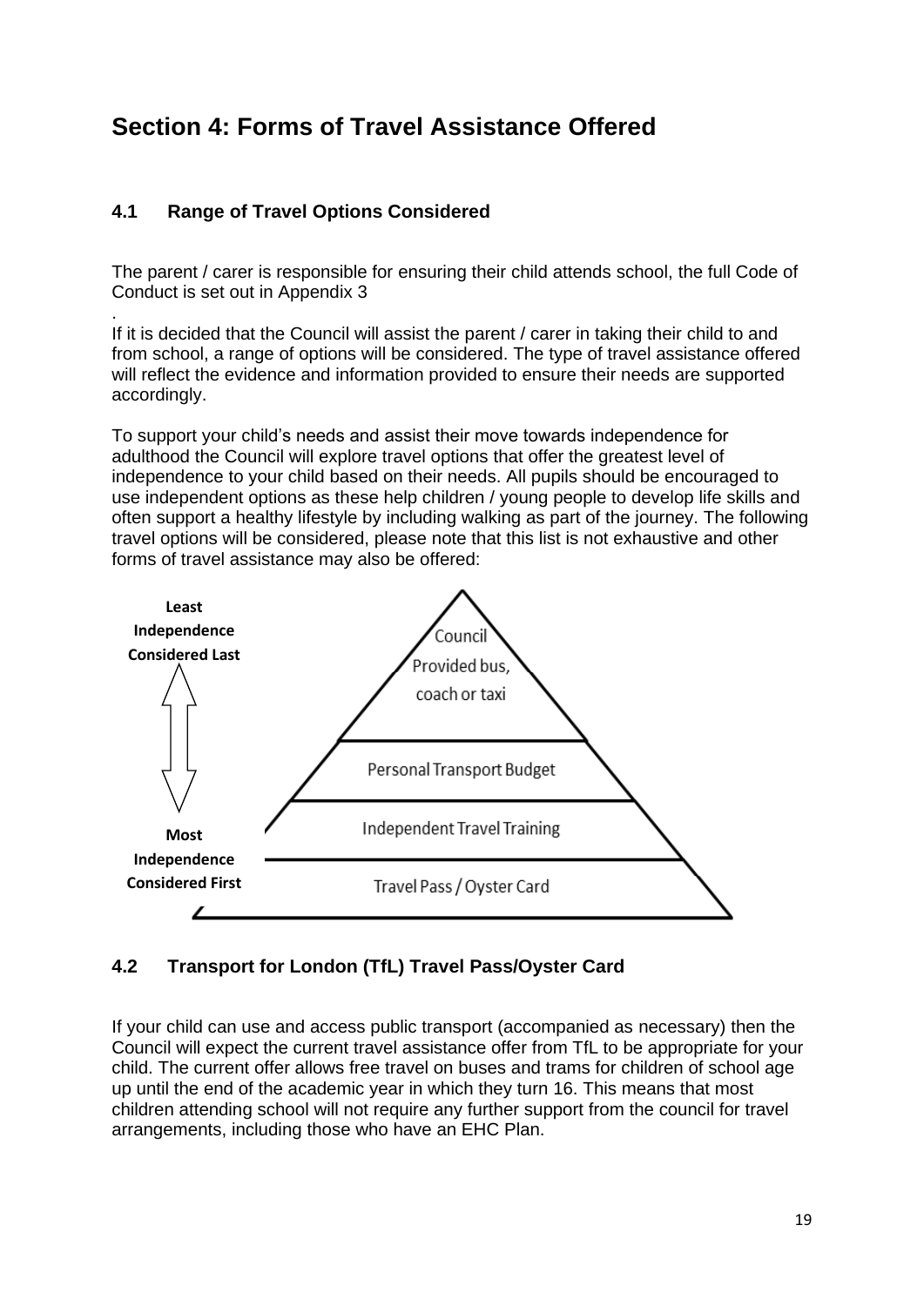# Section 4: Forms of Travel Assistance Offered

## 4.1 Range of Travel Options Considered

The parent / carer is responsible for ensuring their child attends school, the full Code of Conduct is set out in Appendix 3

.

If it is decided that the Council will assist the parent / carer in taking their child to and from school, a range of options will be considered. The type of travel assistance offered will reflect the evidence and information provided to ensure their needs are supported accordingly.

To support your child's needs and assist their move towards independence for adulthood the Council will explore travel options that offer the greatest level of independence to your child based on their needs. All pupils should be encouraged to use independent options as these help children / young people to develop life skills and often support a healthy lifestyle by including walking as part of the journey. The following travel options will be considered, please note that this list is not exhaustive and other forms of travel assistance may also be offered:

**Least Independence Considered Last**

- Council Provided bus, coach or taxi
- Personal Transport Budget
- Independent Travel Training
- Travel Pass / Oyster Card

**Most Independence Considered First**

## 4.2 Transport for London (TfL) Travel Pass/Oyster Card

If your child can use and access public transport (accompanied as necessary) then the Council will expect the current travel assistance offer from TfL to be appropriate for your child. The current offer allows free travel on buses and trams for children of school age up until the end of the academic year in which they turn 16. This means that most children attending school will not require any further support from the council for travel arrangements, including those who have an EHC Plan.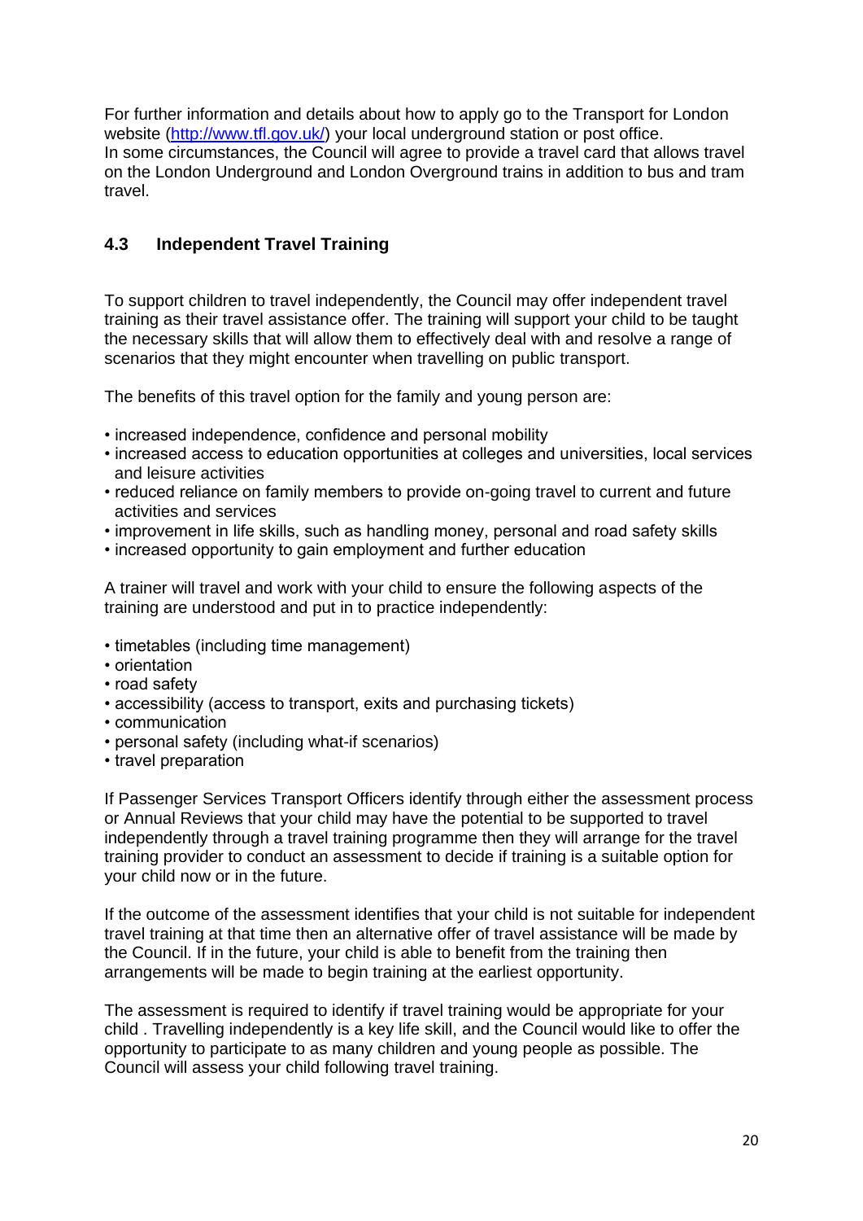For further information and details about how to apply go to the Transport for London website ([http://www.tfl.gov.uk/](http://www.tfl.gov.uk/)) your local underground station or post office.
In some circumstances, the Council will agree to provide a travel card that allows travel on the London Underground and London Overground trains in addition to bus and tram travel.

## 4.3 Independent Travel Training

To support children to travel independently, the Council may offer independent travel training as their travel assistance offer. The training will support your child to be taught the necessary skills that will allow them to effectively deal with and resolve a range of scenarios that they might encounter when travelling on public transport.

The benefits of this travel option for the family and young person are:

- increased independence, confidence and personal mobility
- increased access to education opportunities at colleges and universities, local services and leisure activities
- reduced reliance on family members to provide on-going travel to current and future activities and services
- improvement in life skills, such as handling money, personal and road safety skills
- increased opportunity to gain employment and further education

A trainer will travel and work with your child to ensure the following aspects of the training are understood and put in to practice independently:

- timetables (including time management)
- orientation
- road safety
- accessibility (access to transport, exits and purchasing tickets)
- communication
- personal safety (including what-if scenarios)
- travel preparation

If Passenger Services Transport Officers identify through either the assessment process or Annual Reviews that your child may have the potential to be supported to travel independently through a travel training programme then they will arrange for the travel training provider to conduct an assessment to decide if training is a suitable option for your child now or in the future.

If the outcome of the assessment identifies that your child is not suitable for independent travel training at that time then an alternative offer of travel assistance will be made by the Council. If in the future, your child is able to benefit from the training then arrangements will be made to begin training at the earliest opportunity.

The assessment is required to identify if travel training would be appropriate for your child . Travelling independently is a key life skill, and the Council would like to offer the opportunity to participate to as many children and young people as possible. The Council will assess your child following travel training.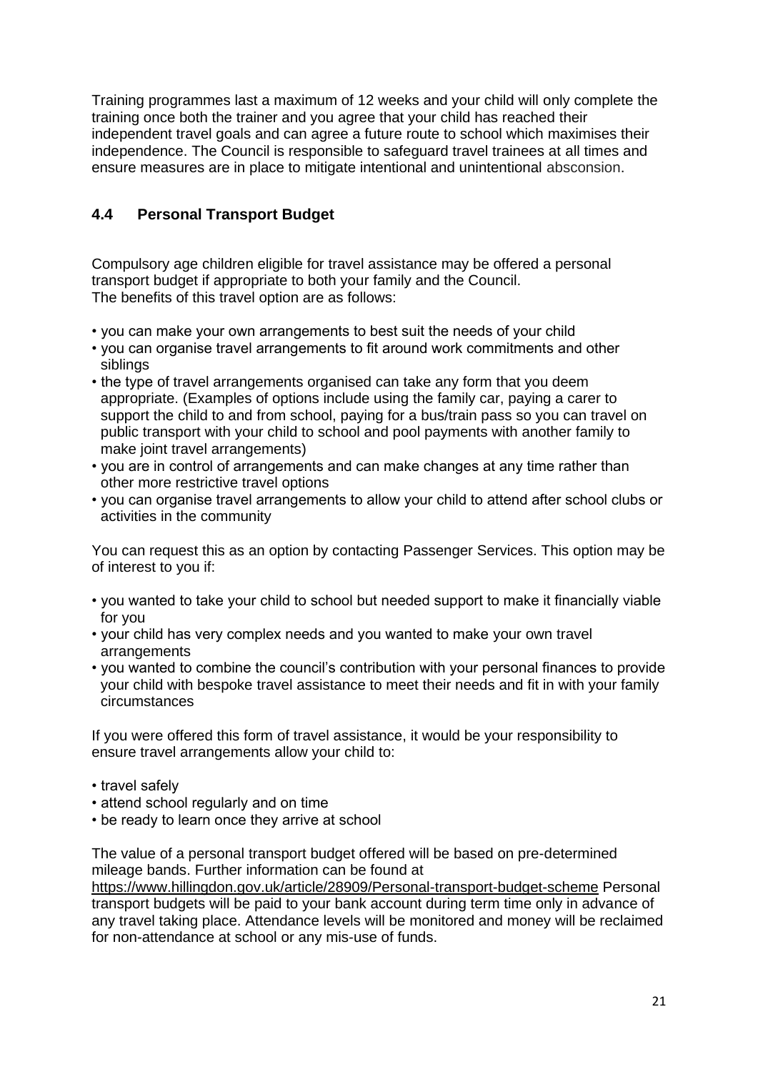Training programmes last a maximum of 12 weeks and your child will only complete the training once both the trainer and you agree that your child has reached their independent travel goals and can agree a future route to school which maximises their independence. The Council is responsible to safeguard travel trainees at all times and ensure measures are in place to mitigate intentional and unintentional absconsion.

## 4.4 Personal Transport Budget

Compulsory age children eligible for travel assistance may be offered a personal transport budget if appropriate to both your family and the Council.
The benefits of this travel option are as follows:

- you can make your own arrangements to best suit the needs of your child
- you can organise travel arrangements to fit around work commitments and other siblings
- the type of travel arrangements organised can take any form that you deem appropriate. (Examples of options include using the family car, paying a carer to support the child to and from school, paying for a bus/train pass so you can travel on public transport with your child to school and pool payments with another family to make joint travel arrangements)
- you are in control of arrangements and can make changes at any time rather than other more restrictive travel options
- you can organise travel arrangements to allow your child to attend after school clubs or activities in the community

You can request this as an option by contacting Passenger Services. This option may be of interest to you if:

- you wanted to take your child to school but needed support to make it financially viable for you
- your child has very complex needs and you wanted to make your own travel arrangements
- you wanted to combine the council's contribution with your personal finances to provide your child with bespoke travel assistance to meet their needs and fit in with your family circumstances

If you were offered this form of travel assistance, it would be your responsibility to ensure travel arrangements allow your child to:

- travel safely
- attend school regularly and on time
- be ready to learn once they arrive at school

The value of a personal transport budget offered will be based on pre-determined mileage bands. Further information can be found at https://www.hillingdon.gov.uk/article/28909/Personal-transport-budget-scheme Personal transport budgets will be paid to your bank account during term time only in advance of any travel taking place. Attendance levels will be monitored and money will be reclaimed for non-attendance at school or any mis-use of funds.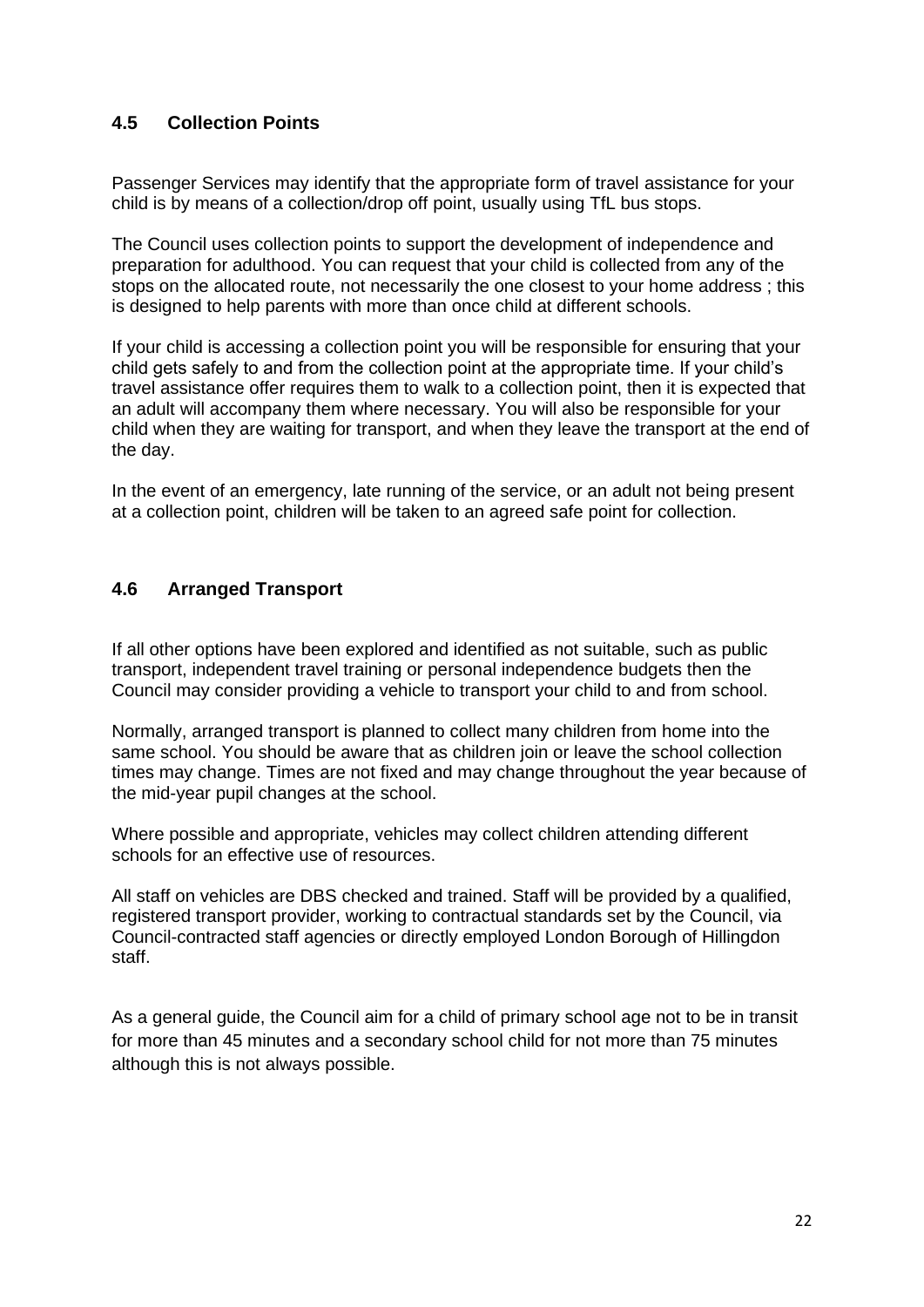## 4.5 Collection Points

Passenger Services may identify that the appropriate form of travel assistance for your child is by means of a collection/drop off point, usually using TfL bus stops.

The Council uses collection points to support the development of independence and preparation for adulthood. You can request that your child is collected from any of the stops on the allocated route, not necessarily the one closest to your home address ; this is designed to help parents with more than once child at different schools.

If your child is accessing a collection point you will be responsible for ensuring that your child gets safely to and from the collection point at the appropriate time. If your child's travel assistance offer requires them to walk to a collection point, then it is expected that an adult will accompany them where necessary. You will also be responsible for your child when they are waiting for transport, and when they leave the transport at the end of the day.

In the event of an emergency, late running of the service, or an adult not being present at a collection point, children will be taken to an agreed safe point for collection.

## 4.6 Arranged Transport

If all other options have been explored and identified as not suitable, such as public transport, independent travel training or personal independence budgets then the Council may consider providing a vehicle to transport your child to and from school.

Normally, arranged transport is planned to collect many children from home into the same school. You should be aware that as children join or leave the school collection times may change. Times are not fixed and may change throughout the year because of the mid-year pupil changes at the school.

Where possible and appropriate, vehicles may collect children attending different schools for an effective use of resources.

All staff on vehicles are DBS checked and trained. Staff will be provided by a qualified, registered transport provider, working to contractual standards set by the Council, via Council-contracted staff agencies or directly employed London Borough of Hillingdon staff.

As a general guide, the Council aim for a child of primary school age not to be in transit for more than 45 minutes and a secondary school child for not more than 75 minutes although this is not always possible.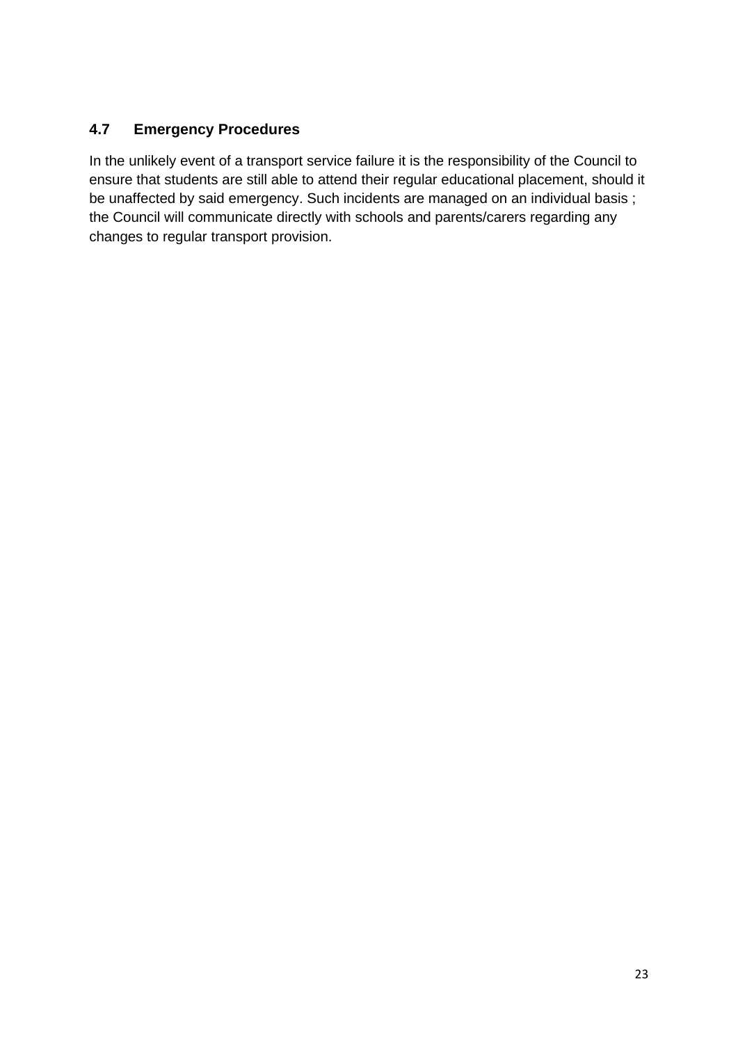### 4.7 Emergency Procedures

In the unlikely event of a transport service failure it is the responsibility of the Council to ensure that students are still able to attend their regular educational placement, should it be unaffected by said emergency. Such incidents are managed on an individual basis ; the Council will communicate directly with schools and parents/carers regarding any changes to regular transport provision.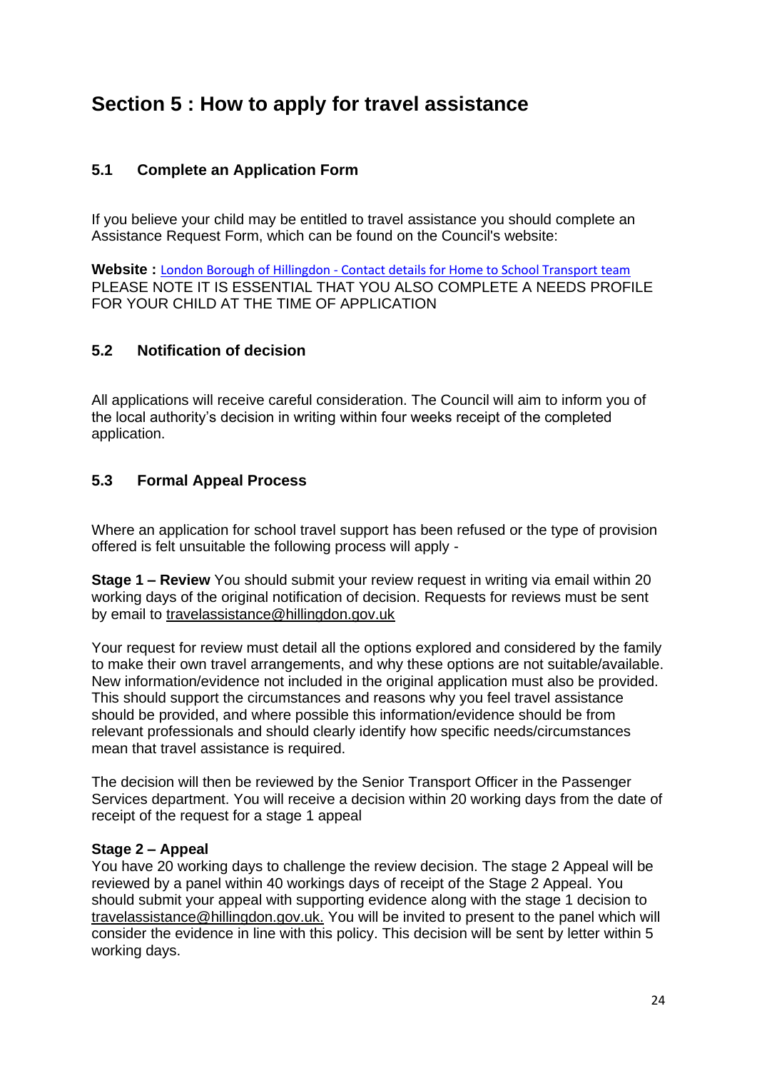# Section 5 : How to apply for travel assistance

## 5.1 Complete an Application Form

If you believe your child may be entitled to travel assistance you should complete an Assistance Request Form, which can be found on the Council's website:

**Website :** London Borough of Hillingdon - Contact details for Home to School Transport team
PLEASE NOTE IT IS ESSENTIAL THAT YOU ALSO COMPLETE A NEEDS PROFILE FOR YOUR CHILD AT THE TIME OF APPLICATION

## 5.2 Notification of decision

All applications will receive careful consideration. The Council will aim to inform you of the local authority's decision in writing within four weeks receipt of the completed application.

## 5.3 Formal Appeal Process

Where an application for school travel support has been refused or the type of provision offered is felt unsuitable the following process will apply -

**Stage 1 – Review** You should submit your review request in writing via email within 20 working days of the original notification of decision. Requests for reviews must be sent by email to travelassistance@hillingdon.gov.uk

Your request for review must detail all the options explored and considered by the family to make their own travel arrangements, and why these options are not suitable/available. New information/evidence not included in the original application must also be provided. This should support the circumstances and reasons why you feel travel assistance should be provided, and where possible this information/evidence should be from relevant professionals and should clearly identify how specific needs/circumstances mean that travel assistance is required.

The decision will then be reviewed by the Senior Transport Officer in the Passenger Services department. You will receive a decision within 20 working days from the date of receipt of the request for a stage 1 appeal

**Stage 2 – Appeal**
You have 20 working days to challenge the review decision. The stage 2 Appeal will be reviewed by a panel within 40 workings days of receipt of the Stage 2 Appeal. You should submit your appeal with supporting evidence along with the stage 1 decision to travelassistance@hillingdon.gov.uk. You will be invited to present to the panel which will consider the evidence in line with this policy. This decision will be sent by letter within 5 working days.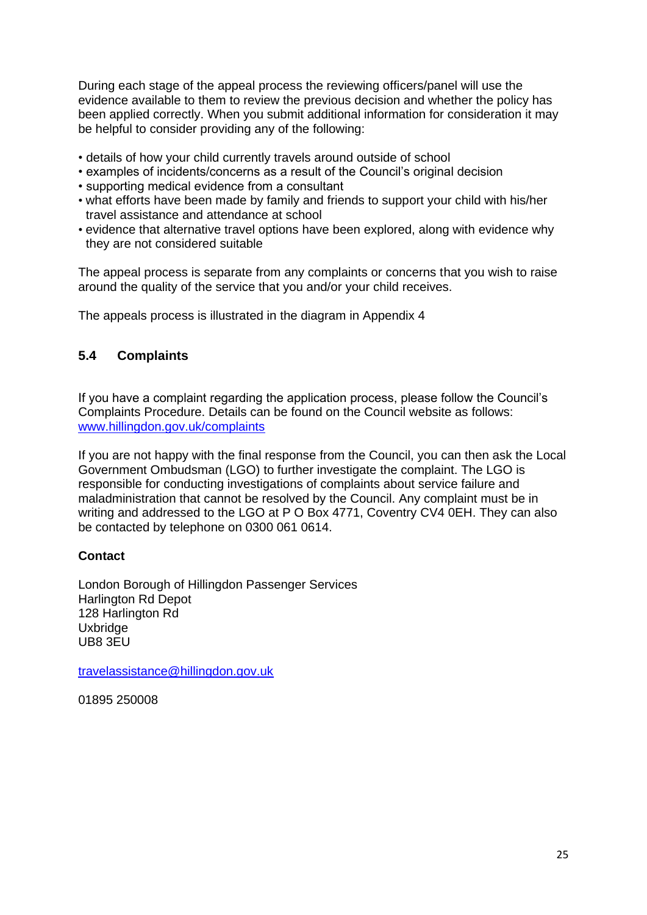During each stage of the appeal process the reviewing officers/panel will use the evidence available to them to review the previous decision and whether the policy has been applied correctly. When you submit additional information for consideration it may be helpful to consider providing any of the following:

- details of how your child currently travels around outside of school
- examples of incidents/concerns as a result of the Council's original decision
- supporting medical evidence from a consultant
- what efforts have been made by family and friends to support your child with his/her travel assistance and attendance at school
- evidence that alternative travel options have been explored, along with evidence why they are not considered suitable

The appeal process is separate from any complaints or concerns that you wish to raise around the quality of the service that you and/or your child receives.

The appeals process is illustrated in the diagram in Appendix 4

### 5.4 Complaints

If you have a complaint regarding the application process, please follow the Council's Complaints Procedure. Details can be found on the Council website as follows: [www.hillingdon.gov.uk/complaints](http://www.hillingdon.gov.uk/complaints)

If you are not happy with the final response from the Council, you can then ask the Local Government Ombudsman (LGO) to further investigate the complaint. The LGO is responsible for conducting investigations of complaints about service failure and maladministration that cannot be resolved by the Council. Any complaint must be in writing and addressed to the LGO at P O Box 4771, Coventry CV4 0EH. They can also be contacted by telephone on 0300 061 0614.

**Contact**

London Borough of Hillingdon Passenger Services
Harlington Rd Depot
128 Harlington Rd
Uxbridge
UB8 3EU

[travelassistance@hillingdon.gov.uk](mailto:travelassistance@hillingdon.gov.uk)

01895 250008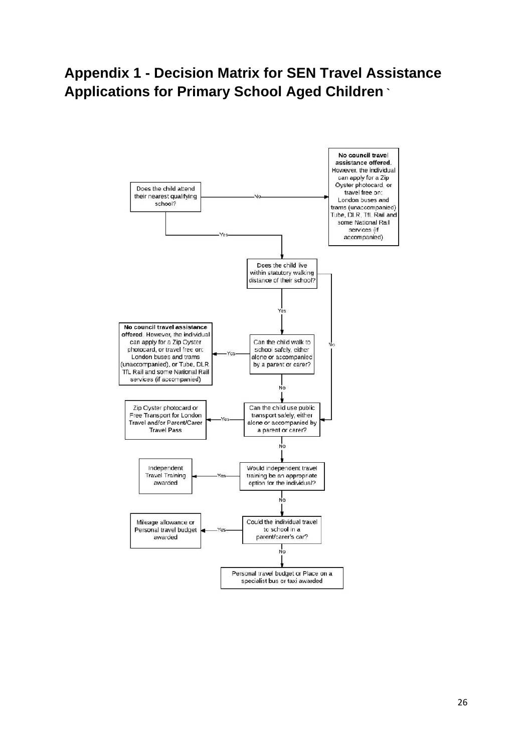# Appendix 1 - Decision Matrix for SEN Travel Assistance Applications for Primary School Aged Children `

Does the child attend their nearest qualifying school?

- No → **No council travel assistance offered.** However, the individual can apply for a Zip Oyster photocard, or travel free on: London buses and trams (unaccompanied) Tube, DLR, TfL Rail and some National Rail services (if accompanied)
- Yes → Does the child live within statutory walking distance of their school?
  - No → Can the child use public transport safely, either alone or accompanied by a parent or carer?
  - Yes → Can the child walk to school safely, either alone or accompanied by a parent or carer?
    - Yes → **No council travel assistance offered**. However, the individual can apply for a Zip Oyster photocard, or travel free on: London buses and trams (unaccompanied), or Tube, DLR TfL Rail and some National Rail services (if accompanied)
    - No → Can the child use public transport safely, either alone or accompanied by a parent or carer?

Can the child use public transport safely, either alone or accompanied by a parent or carer?

- Yes → Zip Oyster photocard or Free Transport for London Travel and/or Parent/Carer Travel Pass
- No → Would independent travel training be an appropriate option for the individual?
  - Yes → Independent Travel Training awarded
  - No → Could the individual travel to school in a parent/carer's car?
    - Yes → Mileage allowance or Personal travel budget awarded
    - No → Personal travel budget or Place on a specialist bus or taxi awarded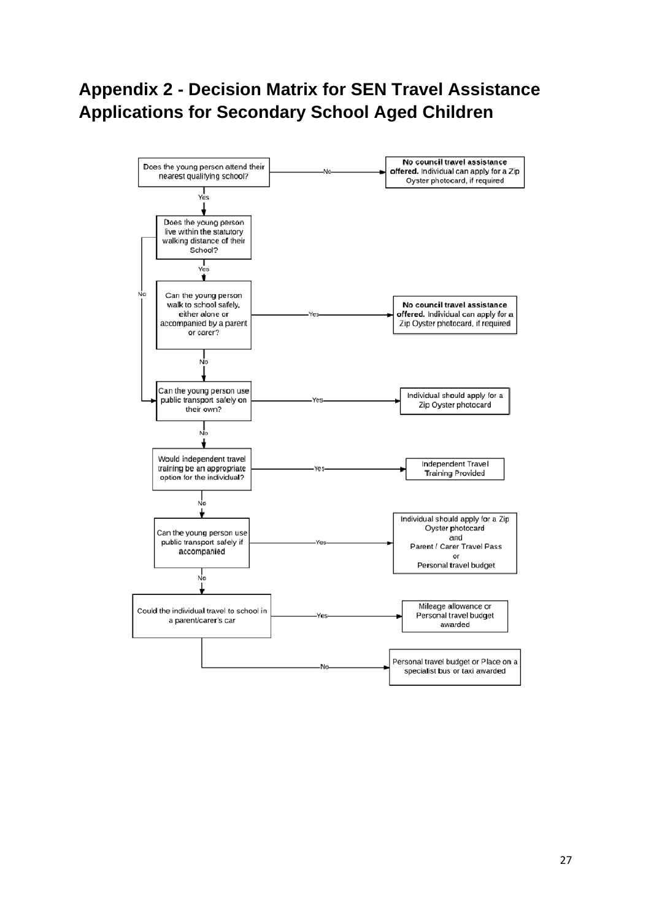## Appendix 2 - Decision Matrix for SEN Travel Assistance Applications for Secondary School Aged Children

Does the young person attend their nearest qualifying school?

- No → **No council travel assistance offered.** Individual can apply for a Zip Oyster photocard, if required
- Yes ↓

Does the young person live within the statutory walking distance of their School?

- No → go to "Can the young person use public transport safely on their own?"
- Yes ↓

Can the young person walk to school safely, either alone or accompanied by a parent or carer?

- Yes → **No council travel assistance offered.** Individual can apply for a Zip Oyster photocard, if required
- No ↓

Can the young person use public transport safely on their own?

- Yes → Individual should apply for a Zip Oyster photocard
- No ↓

Would independent travel training be an appropriate option for the individual?

- Yes → Independent Travel Training Provided
- No ↓

Can the young person use public transport safely if accompanied

- Yes → Individual should apply for a Zip Oyster photocard and Parent / Carer Travel Pass or Personal travel budget
- No ↓

Could the individual travel to school in a parent/carer's car

- Yes → Mileage allowance or Personal travel budget awarded
- No → Personal travel budget or Place on a specialist bus or taxi awarded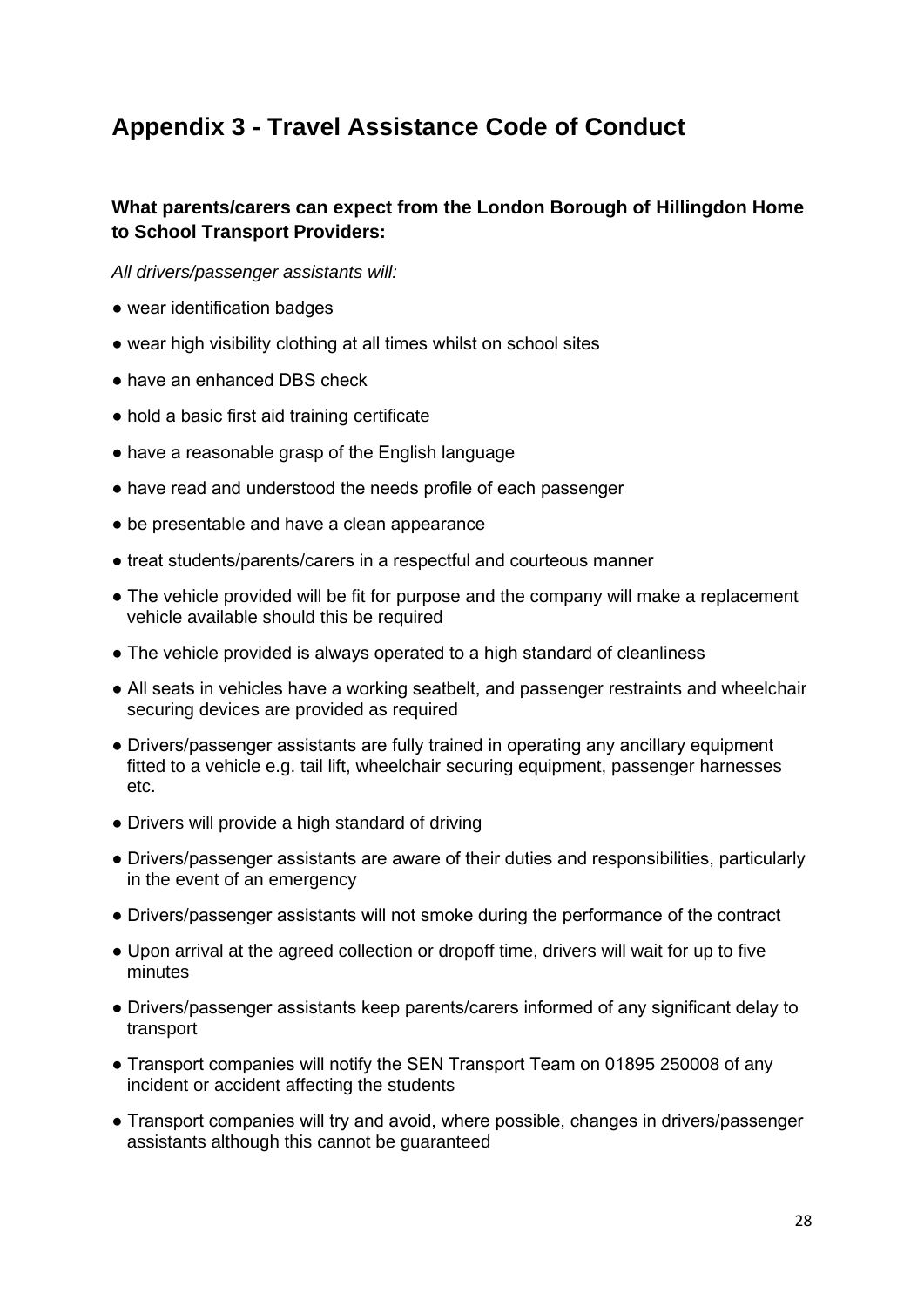## Appendix 3 - Travel Assistance Code of Conduct

**What parents/carers can expect from the London Borough of Hillingdon Home to School Transport Providers:**

*All drivers/passenger assistants will:*

- wear identification badges
- wear high visibility clothing at all times whilst on school sites
- have an enhanced DBS check
- hold a basic first aid training certificate
- have a reasonable grasp of the English language
- have read and understood the needs profile of each passenger
- be presentable and have a clean appearance
- treat students/parents/carers in a respectful and courteous manner
- The vehicle provided will be fit for purpose and the company will make a replacement vehicle available should this be required
- The vehicle provided is always operated to a high standard of cleanliness
- All seats in vehicles have a working seatbelt, and passenger restraints and wheelchair securing devices are provided as required
- Drivers/passenger assistants are fully trained in operating any ancillary equipment fitted to a vehicle e.g. tail lift, wheelchair securing equipment, passenger harnesses etc.
- Drivers will provide a high standard of driving
- Drivers/passenger assistants are aware of their duties and responsibilities, particularly in the event of an emergency
- Drivers/passenger assistants will not smoke during the performance of the contract
- Upon arrival at the agreed collection or dropoff time, drivers will wait for up to five minutes
- Drivers/passenger assistants keep parents/carers informed of any significant delay to transport
- Transport companies will notify the SEN Transport Team on 01895 250008 of any incident or accident affecting the students
- Transport companies will try and avoid, where possible, changes in drivers/passenger assistants although this cannot be guaranteed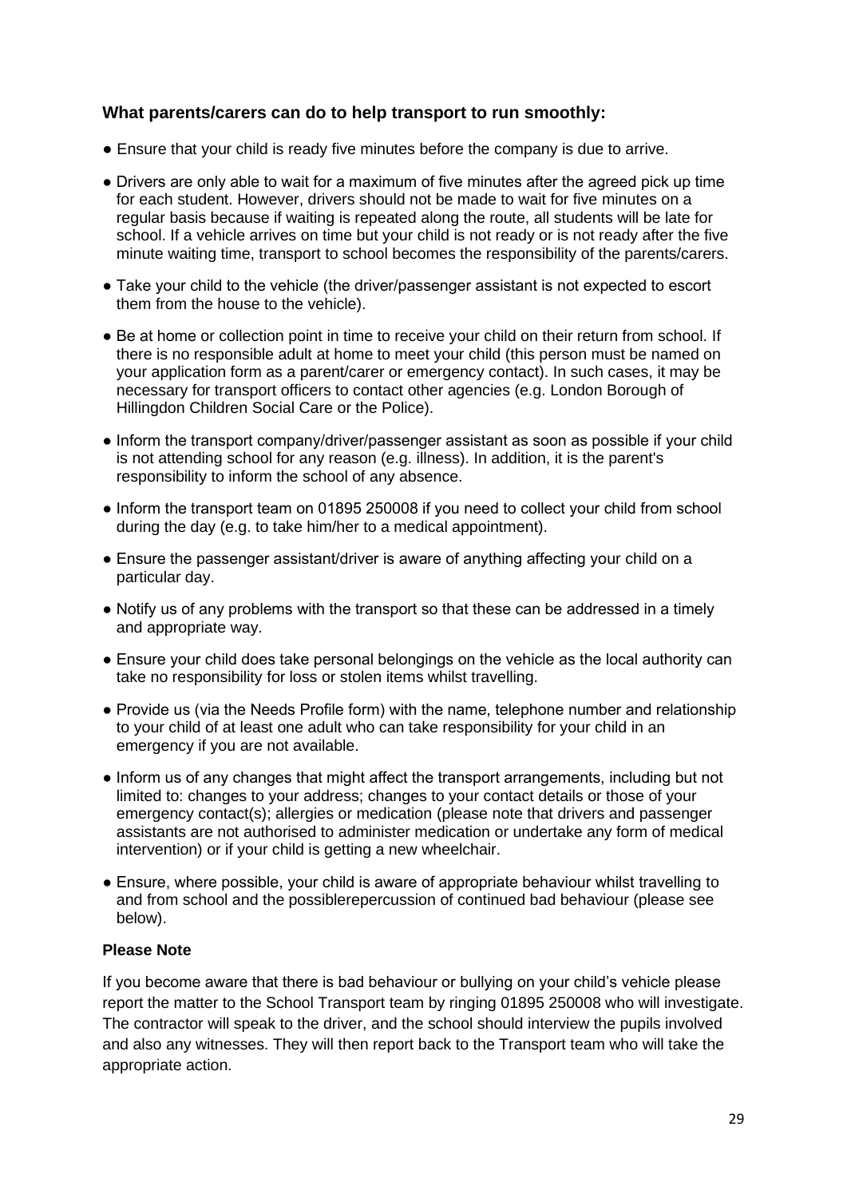### What parents/carers can do to help transport to run smoothly:

- Ensure that your child is ready five minutes before the company is due to arrive.
- Drivers are only able to wait for a maximum of five minutes after the agreed pick up time for each student. However, drivers should not be made to wait for five minutes on a regular basis because if waiting is repeated along the route, all students will be late for school. If a vehicle arrives on time but your child is not ready or is not ready after the five minute waiting time, transport to school becomes the responsibility of the parents/carers.
- Take your child to the vehicle (the driver/passenger assistant is not expected to escort them from the house to the vehicle).
- Be at home or collection point in time to receive your child on their return from school. If there is no responsible adult at home to meet your child (this person must be named on your application form as a parent/carer or emergency contact). In such cases, it may be necessary for transport officers to contact other agencies (e.g. London Borough of Hillingdon Children Social Care or the Police).
- Inform the transport company/driver/passenger assistant as soon as possible if your child is not attending school for any reason (e.g. illness). In addition, it is the parent's responsibility to inform the school of any absence.
- Inform the transport team on 01895 250008 if you need to collect your child from school during the day (e.g. to take him/her to a medical appointment).
- Ensure the passenger assistant/driver is aware of anything affecting your child on a particular day.
- Notify us of any problems with the transport so that these can be addressed in a timely and appropriate way.
- Ensure your child does take personal belongings on the vehicle as the local authority can take no responsibility for loss or stolen items whilst travelling.
- Provide us (via the Needs Profile form) with the name, telephone number and relationship to your child of at least one adult who can take responsibility for your child in an emergency if you are not available.
- Inform us of any changes that might affect the transport arrangements, including but not limited to: changes to your address; changes to your contact details or those of your emergency contact(s); allergies or medication (please note that drivers and passenger assistants are not authorised to administer medication or undertake any form of medical intervention) or if your child is getting a new wheelchair.
- Ensure, where possible, your child is aware of appropriate behaviour whilst travelling to and from school and the possiblerepercussion of continued bad behaviour (please see below).

**Please Note**

If you become aware that there is bad behaviour or bullying on your child's vehicle please report the matter to the School Transport team by ringing 01895 250008 who will investigate. The contractor will speak to the driver, and the school should interview the pupils involved and also any witnesses. They will then report back to the Transport team who will take the appropriate action.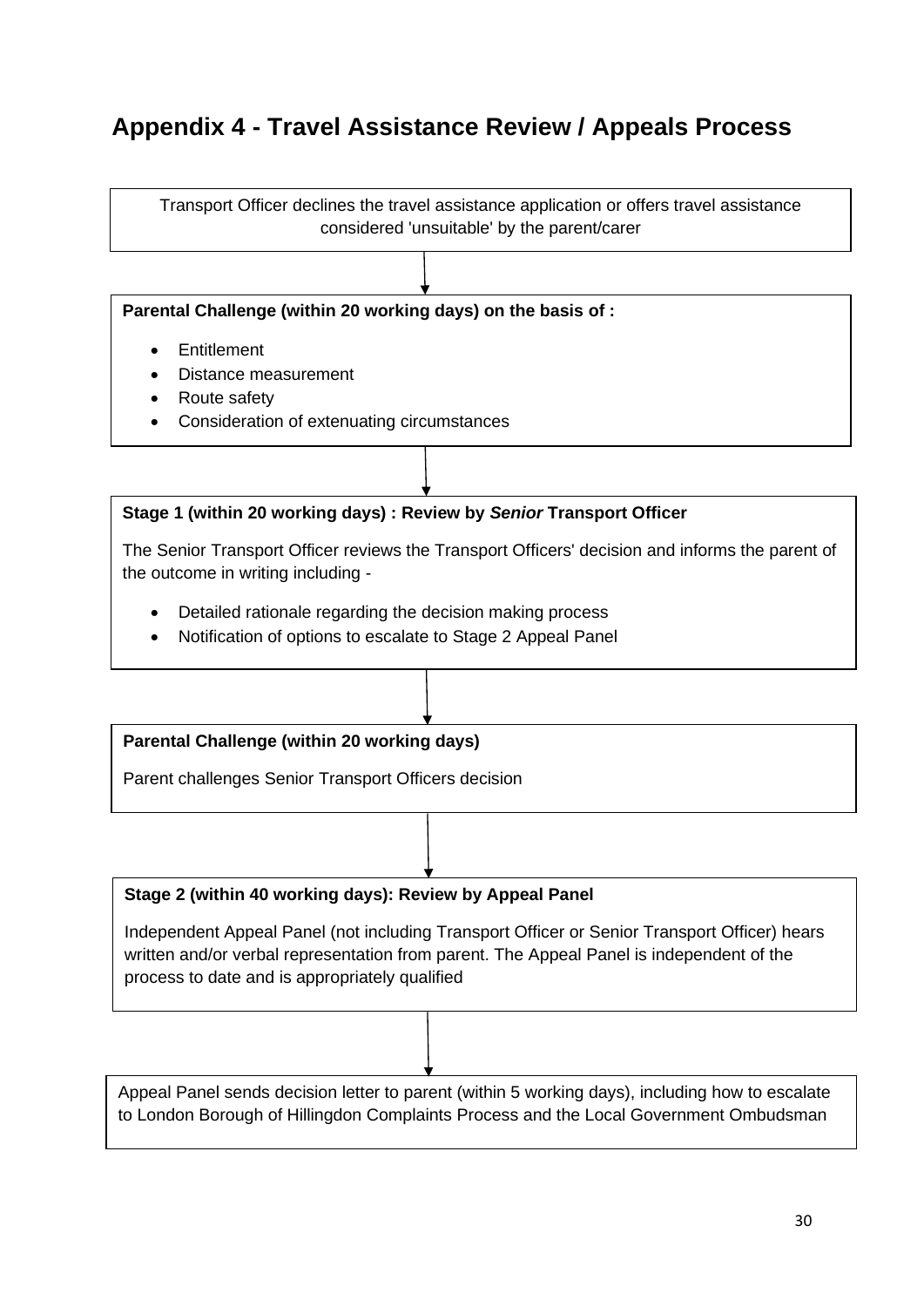## Appendix 4 - Travel Assistance Review / Appeals Process

Transport Officer declines the travel assistance application or offers travel assistance considered 'unsuitable' by the parent/carer

**Parental Challenge (within 20 working days) on the basis of :**

- Entitlement
- Distance measurement
- Route safety
- Consideration of extenuating circumstances

**Stage 1 (within 20 working days) : Review by *Senior* Transport Officer**

The Senior Transport Officer reviews the Transport Officers' decision and informs the parent of the outcome in writing including -

- Detailed rationale regarding the decision making process
- Notification of options to escalate to Stage 2 Appeal Panel

**Parental Challenge (within 20 working days)**

Parent challenges Senior Transport Officers decision

**Stage 2 (within 40 working days): Review by Appeal Panel**

Independent Appeal Panel (not including Transport Officer or Senior Transport Officer) hears written and/or verbal representation from parent. The Appeal Panel is independent of the process to date and is appropriately qualified

Appeal Panel sends decision letter to parent (within 5 working days), including how to escalate to London Borough of Hillingdon Complaints Process and the Local Government Ombudsman